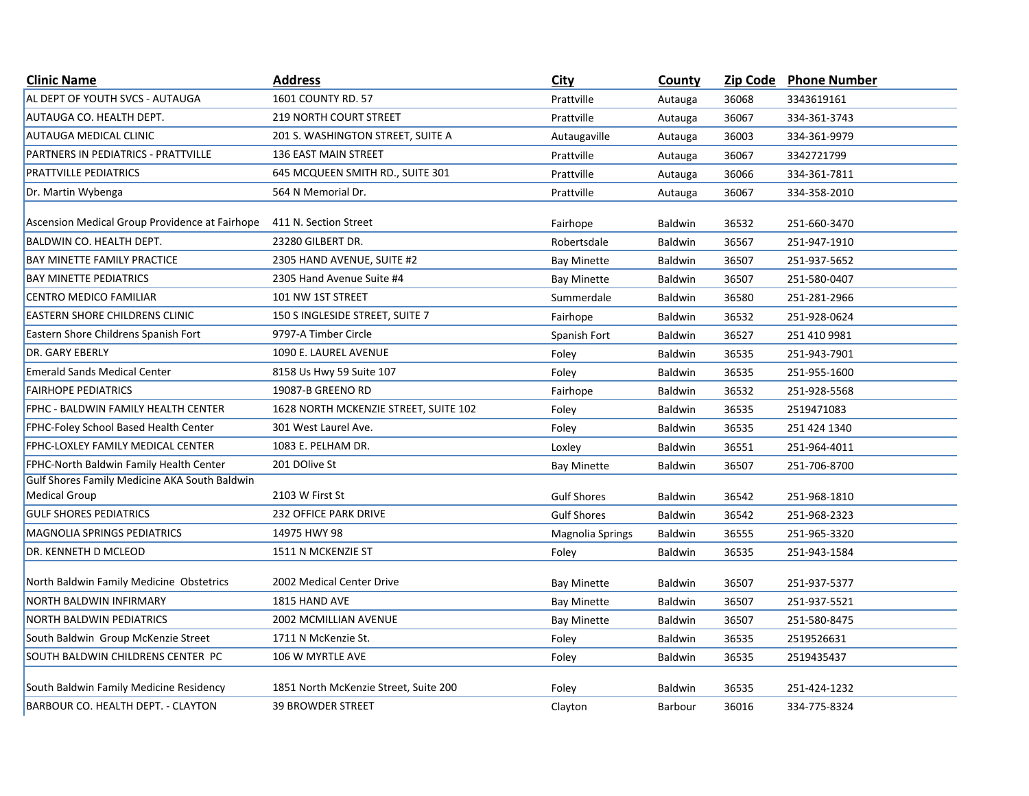| Clinic Name | Address | City | County | Zip Code | Phone Number |
|---|---|---|---|---|---|
| AL DEPT OF YOUTH SVCS - AUTAUGA | 1601 COUNTY RD. 57 | Prattville | Autauga | 36068 | 3343619161 |
| AUTAUGA CO. HEALTH DEPT. | 219 NORTH COURT STREET | Prattville | Autauga | 36067 | 334-361-3743 |
| AUTAUGA MEDICAL CLINIC | 201 S. WASHINGTON STREET, SUITE A | Autaugaville | Autauga | 36003 | 334-361-9979 |
| PARTNERS IN PEDIATRICS - PRATTVILLE | 136 EAST MAIN STREET | Prattville | Autauga | 36067 | 3342721799 |
| PRATTVILLE PEDIATRICS | 645 MCQUEEN SMITH RD., SUITE 301 | Prattville | Autauga | 36066 | 334-361-7811 |
| Dr. Martin Wybenga | 564 N Memorial Dr. | Prattville | Autauga | 36067 | 334-358-2010 |
| Ascension Medical Group Providence at Fairhope | 411 N. Section Street | Fairhope | Baldwin | 36532 | 251-660-3470 |
| BALDWIN CO. HEALTH DEPT. | 23280 GILBERT DR. | Robertsdale | Baldwin | 36567 | 251-947-1910 |
| BAY MINETTE FAMILY PRACTICE | 2305 HAND AVENUE, SUITE #2 | Bay Minette | Baldwin | 36507 | 251-937-5652 |
| BAY MINETTE PEDIATRICS | 2305 Hand Avenue Suite #4 | Bay Minette | Baldwin | 36507 | 251-580-0407 |
| CENTRO MEDICO FAMILIAR | 101 NW 1ST STREET | Summerdale | Baldwin | 36580 | 251-281-2966 |
| EASTERN SHORE CHILDRENS CLINIC | 150 S INGLESIDE STREET, SUITE 7 | Fairhope | Baldwin | 36532 | 251-928-0624 |
| Eastern Shore Childrens Spanish Fort | 9797-A Timber Circle | Spanish Fort | Baldwin | 36527 | 251 410 9981 |
| DR. GARY EBERLY | 1090 E. LAUREL AVENUE | Foley | Baldwin | 36535 | 251-943-7901 |
| Emerald Sands Medical Center | 8158 Us Hwy 59 Suite 107 | Foley | Baldwin | 36535 | 251-955-1600 |
| FAIRHOPE PEDIATRICS | 19087-B GREENO RD | Fairhope | Baldwin | 36532 | 251-928-5568 |
| FPHC - BALDWIN FAMILY HEALTH CENTER | 1628 NORTH MCKENZIE STREET, SUITE 102 | Foley | Baldwin | 36535 | 2519471083 |
| FPHC-Foley School Based Health Center | 301 West Laurel Ave. | Foley | Baldwin | 36535 | 251 424 1340 |
| FPHC-LOXLEY FAMILY MEDICAL CENTER | 1083 E. PELHAM DR. | Loxley | Baldwin | 36551 | 251-964-4011 |
| FPHC-North Baldwin Family Health Center | 201 DOlive St | Bay Minette | Baldwin | 36507 | 251-706-8700 |
| Gulf Shores Family Medicine AKA South Baldwin Medical Group | 2103 W First St | Gulf Shores | Baldwin | 36542 | 251-968-1810 |
| GULF SHORES PEDIATRICS | 232 OFFICE PARK DRIVE | Gulf Shores | Baldwin | 36542 | 251-968-2323 |
| MAGNOLIA SPRINGS PEDIATRICS | 14975 HWY 98 | Magnolia Springs | Baldwin | 36555 | 251-965-3320 |
| DR. KENNETH D MCLEOD | 1511 N MCKENZIE ST | Foley | Baldwin | 36535 | 251-943-1584 |
| North Baldwin Family Medicine Obstetrics | 2002 Medical Center Drive | Bay Minette | Baldwin | 36507 | 251-937-5377 |
| NORTH BALDWIN INFIRMARY | 1815 HAND AVE | Bay Minette | Baldwin | 36507 | 251-937-5521 |
| NORTH BALDWIN PEDIATRICS | 2002 MCMILLIAN AVENUE | Bay Minette | Baldwin | 36507 | 251-580-8475 |
| South Baldwin Group McKenzie Street | 1711 N McKenzie St. | Foley | Baldwin | 36535 | 2519526631 |
| SOUTH BALDWIN CHILDRENS CENTER PC | 106 W MYRTLE AVE | Foley | Baldwin | 36535 | 2519435437 |
| South Baldwin Family Medicine Residency | 1851 North McKenzie Street, Suite 200 | Foley | Baldwin | 36535 | 251-424-1232 |
| BARBOUR CO. HEALTH DEPT. - CLAYTON | 39 BROWDER STREET | Clayton | Barbour | 36016 | 334-775-8324 |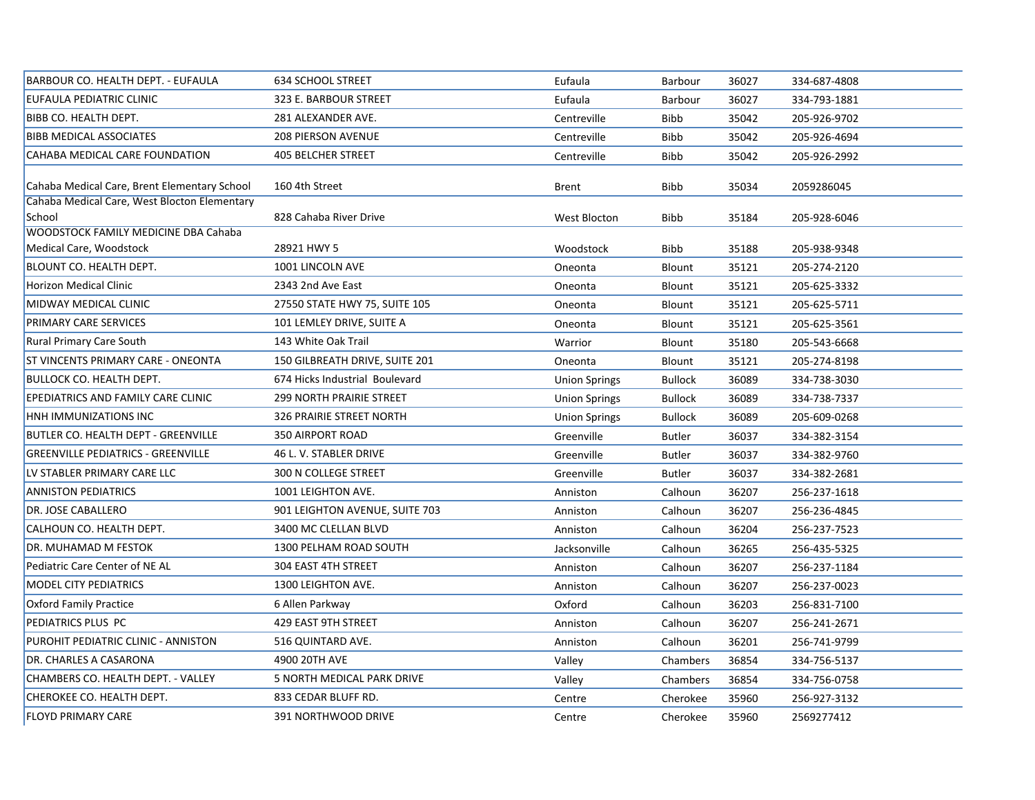| | | | | | |
|---|---|---|---|---|---|
| BARBOUR CO. HEALTH DEPT. - EUFAULA | 634 SCHOOL STREET | Eufaula | Barbour | 36027 | 334-687-4808 |
| EUFAULA PEDIATRIC CLINIC | 323 E. BARBOUR STREET | Eufaula | Barbour | 36027 | 334-793-1881 |
| BIBB CO. HEALTH DEPT. | 281 ALEXANDER AVE. | Centreville | Bibb | 35042 | 205-926-9702 |
| BIBB MEDICAL ASSOCIATES | 208 PIERSON AVENUE | Centreville | Bibb | 35042 | 205-926-4694 |
| CAHABA MEDICAL CARE FOUNDATION | 405 BELCHER STREET | Centreville | Bibb | 35042 | 205-926-2992 |
| Cahaba Medical Care, Brent Elementary School | 160 4th Street | Brent | Bibb | 35034 | 2059286045 |
| Cahaba Medical Care, West Blocton Elementary School | 828 Cahaba River Drive | West Blocton | Bibb | 35184 | 205-928-6046 |
| WOODSTOCK FAMILY MEDICINE DBA Cahaba Medical Care, Woodstock | 28921 HWY 5 | Woodstock | Bibb | 35188 | 205-938-9348 |
| BLOUNT CO. HEALTH DEPT. | 1001 LINCOLN AVE | Oneonta | Blount | 35121 | 205-274-2120 |
| Horizon Medical Clinic | 2343 2nd Ave East | Oneonta | Blount | 35121 | 205-625-3332 |
| MIDWAY MEDICAL CLINIC | 27550 STATE HWY 75, SUITE 105 | Oneonta | Blount | 35121 | 205-625-5711 |
| PRIMARY CARE SERVICES | 101 LEMLEY DRIVE, SUITE A | Oneonta | Blount | 35121 | 205-625-3561 |
| Rural Primary Care South | 143 White Oak Trail | Warrior | Blount | 35180 | 205-543-6668 |
| ST VINCENTS PRIMARY CARE - ONEONTA | 150 GILBREATH DRIVE, SUITE 201 | Oneonta | Blount | 35121 | 205-274-8198 |
| BULLOCK CO. HEALTH DEPT. | 674 Hicks Industrial Boulevard | Union Springs | Bullock | 36089 | 334-738-3030 |
| EPEDIATRICS AND FAMILY CARE CLINIC | 299 NORTH PRAIRIE STREET | Union Springs | Bullock | 36089 | 334-738-7337 |
| HNH IMMUNIZATIONS INC | 326 PRAIRIE STREET NORTH | Union Springs | Bullock | 36089 | 205-609-0268 |
| BUTLER CO. HEALTH DEPT - GREENVILLE | 350 AIRPORT ROAD | Greenville | Butler | 36037 | 334-382-3154 |
| GREENVILLE PEDIATRICS - GREENVILLE | 46 L. V. STABLER DRIVE | Greenville | Butler | 36037 | 334-382-9760 |
| LV STABLER PRIMARY CARE LLC | 300 N COLLEGE STREET | Greenville | Butler | 36037 | 334-382-2681 |
| ANNISTON PEDIATRICS | 1001 LEIGHTON AVE. | Anniston | Calhoun | 36207 | 256-237-1618 |
| DR. JOSE CABALLERO | 901 LEIGHTON AVENUE, SUITE 703 | Anniston | Calhoun | 36207 | 256-236-4845 |
| CALHOUN CO. HEALTH DEPT. | 3400 MC CLELLAN BLVD | Anniston | Calhoun | 36204 | 256-237-7523 |
| DR. MUHAMAD M FESTOK | 1300 PELHAM ROAD SOUTH | Jacksonville | Calhoun | 36265 | 256-435-5325 |
| Pediatric Care Center of NE AL | 304 EAST 4TH STREET | Anniston | Calhoun | 36207 | 256-237-1184 |
| MODEL CITY PEDIATRICS | 1300 LEIGHTON AVE. | Anniston | Calhoun | 36207 | 256-237-0023 |
| Oxford Family Practice | 6 Allen Parkway | Oxford | Calhoun | 36203 | 256-831-7100 |
| PEDIATRICS PLUS PC | 429 EAST 9TH STREET | Anniston | Calhoun | 36207 | 256-241-2671 |
| PUROHIT PEDIATRIC CLINIC - ANNISTON | 516 QUINTARD AVE. | Anniston | Calhoun | 36201 | 256-741-9799 |
| DR. CHARLES A CASARONA | 4900 20TH AVE | Valley | Chambers | 36854 | 334-756-5137 |
| CHAMBERS CO. HEALTH DEPT. - VALLEY | 5 NORTH MEDICAL PARK DRIVE | Valley | Chambers | 36854 | 334-756-0758 |
| CHEROKEE CO. HEALTH DEPT. | 833 CEDAR BLUFF RD. | Centre | Cherokee | 35960 | 256-927-3132 |
| FLOYD PRIMARY CARE | 391 NORTHWOOD DRIVE | Centre | Cherokee | 35960 | 2569277412 |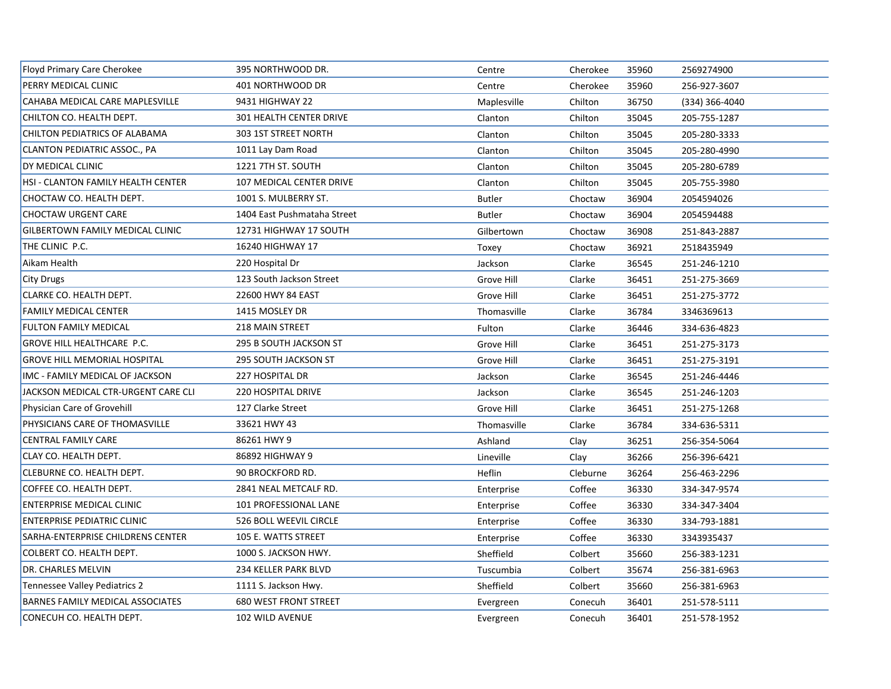| | | | | | |
|---|---|---|---|---|---|
| Floyd Primary Care Cherokee | 395 NORTHWOOD DR. | Centre | Cherokee | 35960 | 2569274900 |
| PERRY MEDICAL CLINIC | 401 NORTHWOOD DR | Centre | Cherokee | 35960 | 256-927-3607 |
| CAHABA MEDICAL CARE MAPLESVILLE | 9431 HIGHWAY 22 | Maplesville | Chilton | 36750 | (334) 366-4040 |
| CHILTON CO. HEALTH DEPT. | 301 HEALTH CENTER DRIVE | Clanton | Chilton | 35045 | 205-755-1287 |
| CHILTON PEDIATRICS OF ALABAMA | 303 1ST STREET NORTH | Clanton | Chilton | 35045 | 205-280-3333 |
| CLANTON PEDIATRIC ASSOC., PA | 1011 Lay Dam Road | Clanton | Chilton | 35045 | 205-280-4990 |
| DY MEDICAL CLINIC | 1221 7TH ST. SOUTH | Clanton | Chilton | 35045 | 205-280-6789 |
| HSI - CLANTON FAMILY HEALTH CENTER | 107 MEDICAL CENTER DRIVE | Clanton | Chilton | 35045 | 205-755-3980 |
| CHOCTAW CO. HEALTH DEPT. | 1001 S. MULBERRY ST. | Butler | Choctaw | 36904 | 2054594026 |
| CHOCTAW URGENT CARE | 1404 East Pushmataha Street | Butler | Choctaw | 36904 | 2054594488 |
| GILBERTOWN FAMILY MEDICAL CLINIC | 12731 HIGHWAY 17 SOUTH | Gilbertown | Choctaw | 36908 | 251-843-2887 |
| THE CLINIC P.C. | 16240 HIGHWAY 17 | Toxey | Choctaw | 36921 | 2518435949 |
| Aikam Health | 220 Hospital Dr | Jackson | Clarke | 36545 | 251-246-1210 |
| City Drugs | 123 South Jackson Street | Grove Hill | Clarke | 36451 | 251-275-3669 |
| CLARKE CO. HEALTH DEPT. | 22600 HWY 84 EAST | Grove Hill | Clarke | 36451 | 251-275-3772 |
| FAMILY MEDICAL CENTER | 1415 MOSLEY DR | Thomasville | Clarke | 36784 | 3346369613 |
| FULTON FAMILY MEDICAL | 218 MAIN STREET | Fulton | Clarke | 36446 | 334-636-4823 |
| GROVE HILL HEALTHCARE P.C. | 295 B SOUTH JACKSON ST | Grove Hill | Clarke | 36451 | 251-275-3173 |
| GROVE HILL MEMORIAL HOSPITAL | 295 SOUTH JACKSON ST | Grove Hill | Clarke | 36451 | 251-275-3191 |
| IMC - FAMILY MEDICAL OF JACKSON | 227 HOSPITAL DR | Jackson | Clarke | 36545 | 251-246-4446 |
| JACKSON MEDICAL CTR-URGENT CARE CLI | 220 HOSPITAL DRIVE | Jackson | Clarke | 36545 | 251-246-1203 |
| Physician Care of Grovehill | 127 Clarke Street | Grove Hill | Clarke | 36451 | 251-275-1268 |
| PHYSICIANS CARE OF THOMASVILLE | 33621 HWY 43 | Thomasville | Clarke | 36784 | 334-636-5311 |
| CENTRAL FAMILY CARE | 86261 HWY 9 | Ashland | Clay | 36251 | 256-354-5064 |
| CLAY CO. HEALTH DEPT. | 86892 HIGHWAY 9 | Lineville | Clay | 36266 | 256-396-6421 |
| CLEBURNE CO. HEALTH DEPT. | 90 BROCKFORD RD. | Heflin | Cleburne | 36264 | 256-463-2296 |
| COFFEE CO. HEALTH DEPT. | 2841 NEAL METCALF RD. | Enterprise | Coffee | 36330 | 334-347-9574 |
| ENTERPRISE MEDICAL CLINIC | 101 PROFESSIONAL LANE | Enterprise | Coffee | 36330 | 334-347-3404 |
| ENTERPRISE PEDIATRIC CLINIC | 526 BOLL WEEVIL CIRCLE | Enterprise | Coffee | 36330 | 334-793-1881 |
| SARHA-ENTERPRISE CHILDRENS CENTER | 105 E. WATTS STREET | Enterprise | Coffee | 36330 | 3343935437 |
| COLBERT CO. HEALTH DEPT. | 1000 S. JACKSON HWY. | Sheffield | Colbert | 35660 | 256-383-1231 |
| DR. CHARLES MELVIN | 234 KELLER PARK BLVD | Tuscumbia | Colbert | 35674 | 256-381-6963 |
| Tennessee Valley Pediatrics 2 | 1111 S. Jackson Hwy. | Sheffield | Colbert | 35660 | 256-381-6963 |
| BARNES FAMILY MEDICAL ASSOCIATES | 680 WEST FRONT STREET | Evergreen | Conecuh | 36401 | 251-578-5111 |
| CONECUH CO. HEALTH DEPT. | 102 WILD AVENUE | Evergreen | Conecuh | 36401 | 251-578-1952 |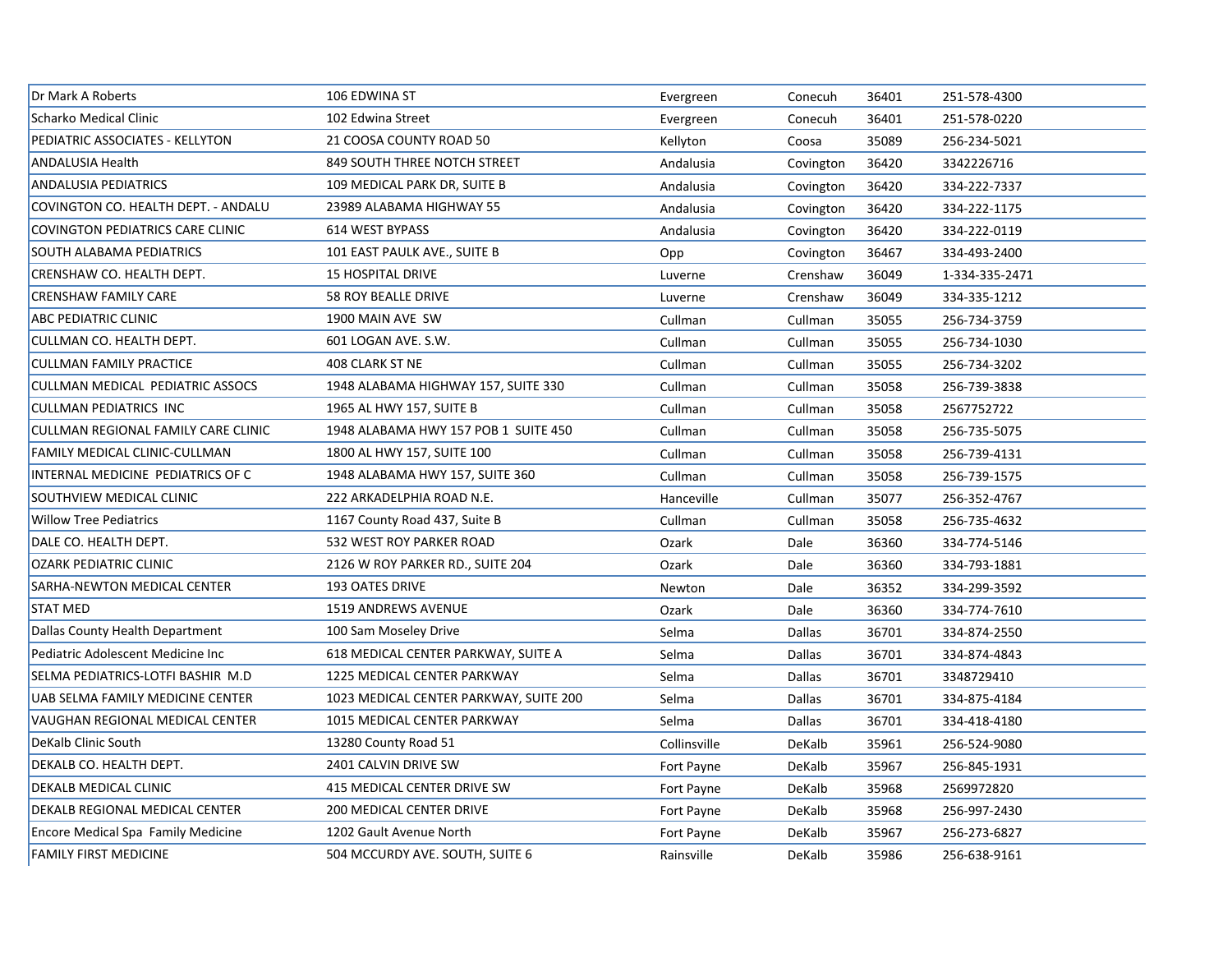| | | | | | |
|---|---|---|---|---|---|
| Dr Mark A Roberts | 106 EDWINA ST | Evergreen | Conecuh | 36401 | 251-578-4300 |
| Scharko Medical Clinic | 102 Edwina Street | Evergreen | Conecuh | 36401 | 251-578-0220 |
| PEDIATRIC ASSOCIATES - KELLYTON | 21 COOSA COUNTY ROAD 50 | Kellyton | Coosa | 35089 | 256-234-5021 |
| ANDALUSIA Health | 849 SOUTH THREE NOTCH STREET | Andalusia | Covington | 36420 | 3342226716 |
| ANDALUSIA PEDIATRICS | 109 MEDICAL PARK DR, SUITE B | Andalusia | Covington | 36420 | 334-222-7337 |
| COVINGTON CO. HEALTH DEPT. - ANDALU | 23989 ALABAMA HIGHWAY 55 | Andalusia | Covington | 36420 | 334-222-1175 |
| COVINGTON PEDIATRICS CARE CLINIC | 614 WEST BYPASS | Andalusia | Covington | 36420 | 334-222-0119 |
| SOUTH ALABAMA PEDIATRICS | 101 EAST PAULK AVE., SUITE B | Opp | Covington | 36467 | 334-493-2400 |
| CRENSHAW CO. HEALTH DEPT. | 15 HOSPITAL DRIVE | Luverne | Crenshaw | 36049 | 1-334-335-2471 |
| CRENSHAW FAMILY CARE | 58 ROY BEALLE DRIVE | Luverne | Crenshaw | 36049 | 334-335-1212 |
| ABC PEDIATRIC CLINIC | 1900 MAIN AVE SW | Cullman | Cullman | 35055 | 256-734-3759 |
| CULLMAN CO. HEALTH DEPT. | 601 LOGAN AVE. S.W. | Cullman | Cullman | 35055 | 256-734-1030 |
| CULLMAN FAMILY PRACTICE | 408 CLARK ST NE | Cullman | Cullman | 35055 | 256-734-3202 |
| CULLMAN MEDICAL PEDIATRIC ASSOCS | 1948 ALABAMA HIGHWAY 157, SUITE 330 | Cullman | Cullman | 35058 | 256-739-3838 |
| CULLMAN PEDIATRICS INC | 1965 AL HWY 157, SUITE B | Cullman | Cullman | 35058 | 2567752722 |
| CULLMAN REGIONAL FAMILY CARE CLINIC | 1948 ALABAMA HWY 157 POB 1 SUITE 450 | Cullman | Cullman | 35058 | 256-735-5075 |
| FAMILY MEDICAL CLINIC-CULLMAN | 1800 AL HWY 157, SUITE 100 | Cullman | Cullman | 35058 | 256-739-4131 |
| INTERNAL MEDICINE PEDIATRICS OF C | 1948 ALABAMA HWY 157, SUITE 360 | Cullman | Cullman | 35058 | 256-739-1575 |
| SOUTHVIEW MEDICAL CLINIC | 222 ARKADELPHIA ROAD N.E. | Hanceville | Cullman | 35077 | 256-352-4767 |
| Willow Tree Pediatrics | 1167 County Road 437, Suite B | Cullman | Cullman | 35058 | 256-735-4632 |
| DALE CO. HEALTH DEPT. | 532 WEST ROY PARKER ROAD | Ozark | Dale | 36360 | 334-774-5146 |
| OZARK PEDIATRIC CLINIC | 2126 W ROY PARKER RD., SUITE 204 | Ozark | Dale | 36360 | 334-793-1881 |
| SARHA-NEWTON MEDICAL CENTER | 193 OATES DRIVE | Newton | Dale | 36352 | 334-299-3592 |
| STAT MED | 1519 ANDREWS AVENUE | Ozark | Dale | 36360 | 334-774-7610 |
| Dallas County Health Department | 100 Sam Moseley Drive | Selma | Dallas | 36701 | 334-874-2550 |
| Pediatric Adolescent Medicine Inc | 618 MEDICAL CENTER PARKWAY, SUITE A | Selma | Dallas | 36701 | 334-874-4843 |
| SELMA PEDIATRICS-LOTFI BASHIR M.D | 1225 MEDICAL CENTER PARKWAY | Selma | Dallas | 36701 | 3348729410 |
| UAB SELMA FAMILY MEDICINE CENTER | 1023 MEDICAL CENTER PARKWAY, SUITE 200 | Selma | Dallas | 36701 | 334-875-4184 |
| VAUGHAN REGIONAL MEDICAL CENTER | 1015 MEDICAL CENTER PARKWAY | Selma | Dallas | 36701 | 334-418-4180 |
| DeKalb Clinic South | 13280 County Road 51 | Collinsville | DeKalb | 35961 | 256-524-9080 |
| DEKALB CO. HEALTH DEPT. | 2401 CALVIN DRIVE SW | Fort Payne | DeKalb | 35967 | 256-845-1931 |
| DEKALB MEDICAL CLINIC | 415 MEDICAL CENTER DRIVE SW | Fort Payne | DeKalb | 35968 | 2569972820 |
| DEKALB REGIONAL MEDICAL CENTER | 200 MEDICAL CENTER DRIVE | Fort Payne | DeKalb | 35968 | 256-997-2430 |
| Encore Medical Spa Family Medicine | 1202 Gault Avenue North | Fort Payne | DeKalb | 35967 | 256-273-6827 |
| FAMILY FIRST MEDICINE | 504 MCCURDY AVE. SOUTH, SUITE 6 | Rainsville | DeKalb | 35986 | 256-638-9161 |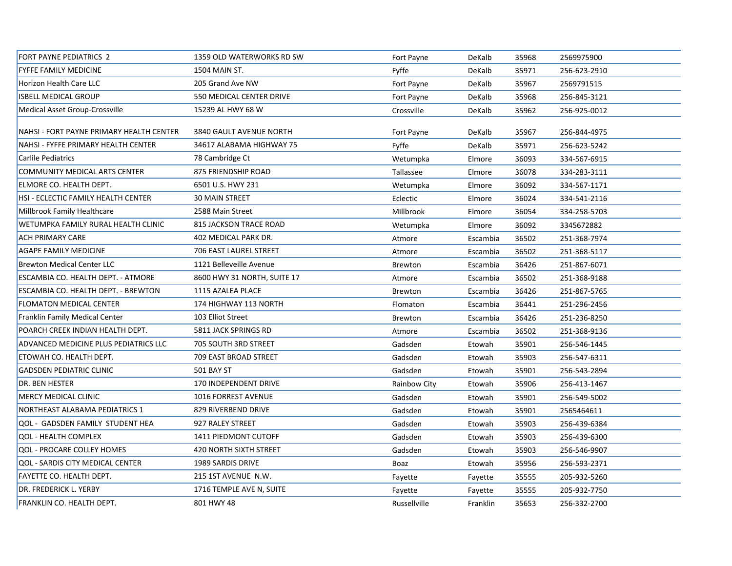| | | | | | |
|---|---|---|---|---|---|
| FORT PAYNE PEDIATRICS 2 | 1359 OLD WATERWORKS RD SW | Fort Payne | DeKalb | 35968 | 2569975900 |
| FYFFE FAMILY MEDICINE | 1504 MAIN ST. | Fyffe | DeKalb | 35971 | 256-623-2910 |
| Horizon Health Care LLC | 205 Grand Ave NW | Fort Payne | DeKalb | 35967 | 2569791515 |
| ISBELL MEDICAL GROUP | 550 MEDICAL CENTER DRIVE | Fort Payne | DeKalb | 35968 | 256-845-3121 |
| Medical Asset Group-Crossville | 15239 AL HWY 68 W | Crossville | DeKalb | 35962 | 256-925-0012 |
| NAHSI - FORT PAYNE PRIMARY HEALTH CENTER | 3840 GAULT AVENUE NORTH | Fort Payne | DeKalb | 35967 | 256-844-4975 |
| NAHSI - FYFFE PRIMARY HEALTH CENTER | 34617 ALABAMA HIGHWAY 75 | Fyffe | DeKalb | 35971 | 256-623-5242 |
| Carlile Pediatrics | 78 Cambridge Ct | Wetumpka | Elmore | 36093 | 334-567-6915 |
| COMMUNITY MEDICAL ARTS CENTER | 875 FRIENDSHIP ROAD | Tallassee | Elmore | 36078 | 334-283-3111 |
| ELMORE CO. HEALTH DEPT. | 6501 U.S. HWY 231 | Wetumpka | Elmore | 36092 | 334-567-1171 |
| HSI - ECLECTIC FAMILY HEALTH CENTER | 30 MAIN STREET | Eclectic | Elmore | 36024 | 334-541-2116 |
| Millbrook Family Healthcare | 2588 Main Street | Millbrook | Elmore | 36054 | 334-258-5703 |
| WETUMPKA FAMILY RURAL HEALTH CLINIC | 815 JACKSON TRACE ROAD | Wetumpka | Elmore | 36092 | 3345672882 |
| ACH PRIMARY CARE | 402 MEDICAL PARK DR. | Atmore | Escambia | 36502 | 251-368-7974 |
| AGAPE FAMILY MEDICINE | 706 EAST LAUREL STREET | Atmore | Escambia | 36502 | 251-368-5117 |
| Brewton Medical Center LLC | 1121 Belleveille Avenue | Brewton | Escambia | 36426 | 251-867-6071 |
| ESCAMBIA CO. HEALTH DEPT. - ATMORE | 8600 HWY 31 NORTH, SUITE 17 | Atmore | Escambia | 36502 | 251-368-9188 |
| ESCAMBIA CO. HEALTH DEPT. - BREWTON | 1115 AZALEA PLACE | Brewton | Escambia | 36426 | 251-867-5765 |
| FLOMATON MEDICAL CENTER | 174 HIGHWAY 113 NORTH | Flomaton | Escambia | 36441 | 251-296-2456 |
| Franklin Family Medical Center | 103 Elliot Street | Brewton | Escambia | 36426 | 251-236-8250 |
| POARCH CREEK INDIAN HEALTH DEPT. | 5811 JACK SPRINGS RD | Atmore | Escambia | 36502 | 251-368-9136 |
| ADVANCED MEDICINE PLUS PEDIATRICS LLC | 705 SOUTH 3RD STREET | Gadsden | Etowah | 35901 | 256-546-1445 |
| ETOWAH CO. HEALTH DEPT. | 709 EAST BROAD STREET | Gadsden | Etowah | 35903 | 256-547-6311 |
| GADSDEN PEDIATRIC CLINIC | 501 BAY ST | Gadsden | Etowah | 35901 | 256-543-2894 |
| DR. BEN HESTER | 170 INDEPENDENT DRIVE | Rainbow City | Etowah | 35906 | 256-413-1467 |
| MERCY MEDICAL CLINIC | 1016 FORREST AVENUE | Gadsden | Etowah | 35901 | 256-549-5002 |
| NORTHEAST ALABAMA PEDIATRICS 1 | 829 RIVERBEND DRIVE | Gadsden | Etowah | 35901 | 2565464611 |
| QOL - GADSDEN FAMILY STUDENT HEA | 927 RALEY STREET | Gadsden | Etowah | 35903 | 256-439-6384 |
| QOL - HEALTH COMPLEX | 1411 PIEDMONT CUTOFF | Gadsden | Etowah | 35903 | 256-439-6300 |
| QOL - PROCARE COLLEY HOMES | 420 NORTH SIXTH STREET | Gadsden | Etowah | 35903 | 256-546-9907 |
| QOL - SARDIS CITY MEDICAL CENTER | 1989 SARDIS DRIVE | Boaz | Etowah | 35956 | 256-593-2371 |
| FAYETTE CO. HEALTH DEPT. | 215 1ST AVENUE N.W. | Fayette | Fayette | 35555 | 205-932-5260 |
| DR. FREDERICK L. YERBY | 1716 TEMPLE AVE N, SUITE | Fayette | Fayette | 35555 | 205-932-7750 |
| FRANKLIN CO. HEALTH DEPT. | 801 HWY 48 | Russellville | Franklin | 35653 | 256-332-2700 |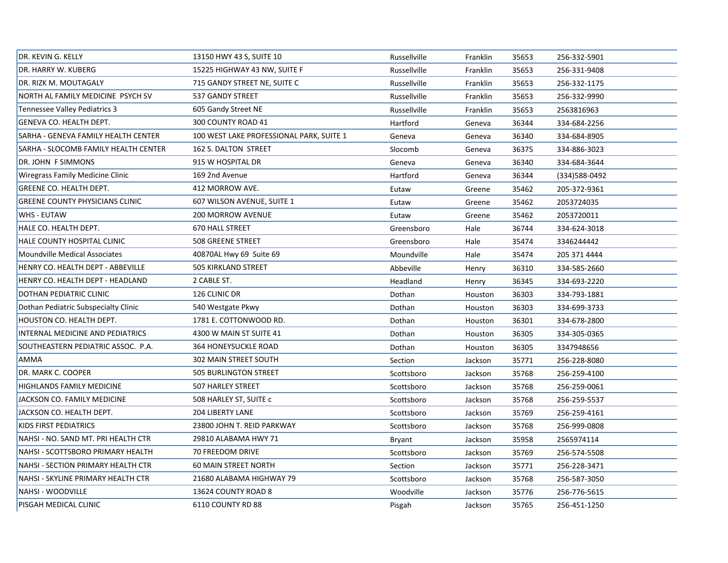| | | | | | |
|---|---|---|---|---|---|
| DR. KEVIN G. KELLY | 13150 HWY 43 S, SUITE 10 | Russellville | Franklin | 35653 | 256-332-5901 |
| DR. HARRY W. KUBERG | 15225 HIGHWAY 43 NW, SUITE F | Russellville | Franklin | 35653 | 256-331-9408 |
| DR. RIZK M. MOUTAGALY | 715 GANDY STREET NE, SUITE C | Russellville | Franklin | 35653 | 256-332-1175 |
| NORTH AL FAMILY MEDICINE PSYCH SV | 537 GANDY STREET | Russellville | Franklin | 35653 | 256-332-9990 |
| Tennessee Valley Pediatrics 3 | 605 Gandy Street NE | Russellville | Franklin | 35653 | 2563816963 |
| GENEVA CO. HEALTH DEPT. | 300 COUNTY ROAD 41 | Hartford | Geneva | 36344 | 334-684-2256 |
| SARHA - GENEVA FAMILY HEALTH CENTER | 100 WEST LAKE PROFESSIONAL PARK, SUITE 1 | Geneva | Geneva | 36340 | 334-684-8905 |
| SARHA - SLOCOMB FAMILY HEALTH CENTER | 162 S. DALTON STREET | Slocomb | Geneva | 36375 | 334-886-3023 |
| DR. JOHN F SIMMONS | 915 W HOSPITAL DR | Geneva | Geneva | 36340 | 334-684-3644 |
| Wiregrass Family Medicine Clinic | 169 2nd Avenue | Hartford | Geneva | 36344 | (334)588-0492 |
| GREENE CO. HEALTH DEPT. | 412 MORROW AVE. | Eutaw | Greene | 35462 | 205-372-9361 |
| GREENE COUNTY PHYSICIANS CLINIC | 607 WILSON AVENUE, SUITE 1 | Eutaw | Greene | 35462 | 2053724035 |
| WHS - EUTAW | 200 MORROW AVENUE | Eutaw | Greene | 35462 | 2053720011 |
| HALE CO. HEALTH DEPT. | 670 HALL STREET | Greensboro | Hale | 36744 | 334-624-3018 |
| HALE COUNTY HOSPITAL CLINIC | 508 GREENE STREET | Greensboro | Hale | 35474 | 3346244442 |
| Moundville Medical Associates | 40870AL Hwy 69 Suite 69 | Moundville | Hale | 35474 | 205 371 4444 |
| HENRY CO. HEALTH DEPT - ABBEVILLE | 505 KIRKLAND STREET | Abbeville | Henry | 36310 | 334-585-2660 |
| HENRY CO. HEALTH DEPT - HEADLAND | 2 CABLE ST. | Headland | Henry | 36345 | 334-693-2220 |
| DOTHAN PEDIATRIC CLINIC | 126 CLINIC DR | Dothan | Houston | 36303 | 334-793-1881 |
| Dothan Pediatric Subspecialty Clinic | 540 Westgate Pkwy | Dothan | Houston | 36303 | 334-699-3733 |
| HOUSTON CO. HEALTH DEPT. | 1781 E. COTTONWOOD RD. | Dothan | Houston | 36301 | 334-678-2800 |
| INTERNAL MEDICINE AND PEDIATRICS | 4300 W MAIN ST SUITE 41 | Dothan | Houston | 36305 | 334-305-0365 |
| SOUTHEASTERN PEDIATRIC ASSOC. P.A. | 364 HONEYSUCKLE ROAD | Dothan | Houston | 36305 | 3347948656 |
| AMMA | 302 MAIN STREET SOUTH | Section | Jackson | 35771 | 256-228-8080 |
| DR. MARK C. COOPER | 505 BURLINGTON STREET | Scottsboro | Jackson | 35768 | 256-259-4100 |
| HIGHLANDS FAMILY MEDICINE | 507 HARLEY STREET | Scottsboro | Jackson | 35768 | 256-259-0061 |
| JACKSON CO. FAMILY MEDICINE | 508 HARLEY ST, SUITE c | Scottsboro | Jackson | 35768 | 256-259-5537 |
| JACKSON CO. HEALTH DEPT. | 204 LIBERTY LANE | Scottsboro | Jackson | 35769 | 256-259-4161 |
| KIDS FIRST PEDIATRICS | 23800 JOHN T. REID PARKWAY | Scottsboro | Jackson | 35768 | 256-999-0808 |
| NAHSI - NO. SAND MT. PRI HEALTH CTR | 29810 ALABAMA HWY 71 | Bryant | Jackson | 35958 | 2565974114 |
| NAHSI - SCOTTSBORO PRIMARY HEALTH | 70 FREEDOM DRIVE | Scottsboro | Jackson | 35769 | 256-574-5508 |
| NAHSI - SECTION PRIMARY HEALTH CTR | 60 MAIN STREET NORTH | Section | Jackson | 35771 | 256-228-3471 |
| NAHSI - SKYLINE PRIMARY HEALTH CTR | 21680 ALABAMA HIGHWAY 79 | Scottsboro | Jackson | 35768 | 256-587-3050 |
| NAHSI - WOODVILLE | 13624 COUNTY ROAD 8 | Woodville | Jackson | 35776 | 256-776-5615 |
| PISGAH MEDICAL CLINIC | 6110 COUNTY RD 88 | Pisgah | Jackson | 35765 | 256-451-1250 |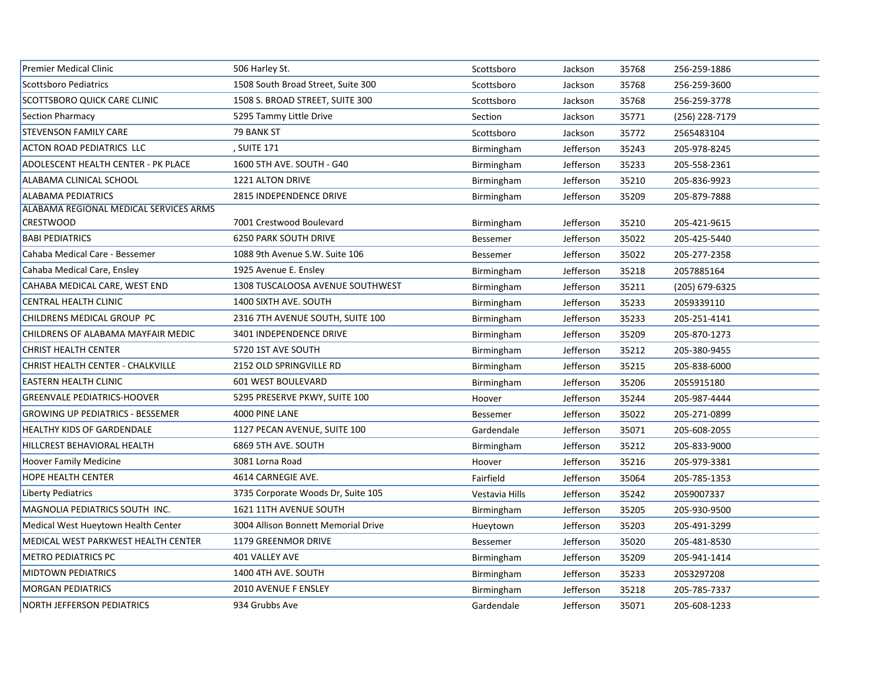| | | | | | |
|---|---|---|---|---|---|
| Premier Medical Clinic | 506 Harley St. | Scottsboro | Jackson | 35768 | 256-259-1886 |
| Scottsboro Pediatrics | 1508 South Broad Street, Suite 300 | Scottsboro | Jackson | 35768 | 256-259-3600 |
| SCOTTSBORO QUICK CARE CLINIC | 1508 S. BROAD STREET, SUITE 300 | Scottsboro | Jackson | 35768 | 256-259-3778 |
| Section Pharmacy | 5295 Tammy Little Drive | Section | Jackson | 35771 | (256) 228-7179 |
| STEVENSON FAMILY CARE | 79 BANK ST | Scottsboro | Jackson | 35772 | 2565483104 |
| ACTON ROAD PEDIATRICS LLC | , SUITE 171 | Birmingham | Jefferson | 35243 | 205-978-8245 |
| ADOLESCENT HEALTH CENTER - PK PLACE | 1600 5TH AVE. SOUTH - G40 | Birmingham | Jefferson | 35233 | 205-558-2361 |
| ALABAMA CLINICAL SCHOOL | 1221 ALTON DRIVE | Birmingham | Jefferson | 35210 | 205-836-9923 |
| ALABAMA PEDIATRICS | 2815 INDEPENDENCE DRIVE | Birmingham | Jefferson | 35209 | 205-879-7888 |
| ALABAMA REGIONAL MEDICAL SERVICES ARMS CRESTWOOD | 7001 Crestwood Boulevard | Birmingham | Jefferson | 35210 | 205-421-9615 |
| BABI PEDIATRICS | 6250 PARK SOUTH DRIVE | Bessemer | Jefferson | 35022 | 205-425-5440 |
| Cahaba Medical Care - Bessemer | 1088 9th Avenue S.W. Suite 106 | Bessemer | Jefferson | 35022 | 205-277-2358 |
| Cahaba Medical Care, Ensley | 1925 Avenue E. Ensley | Birmingham | Jefferson | 35218 | 2057885164 |
| CAHABA MEDICAL CARE, WEST END | 1308 TUSCALOOSA AVENUE SOUTHWEST | Birmingham | Jefferson | 35211 | (205) 679-6325 |
| CENTRAL HEALTH CLINIC | 1400 SIXTH AVE. SOUTH | Birmingham | Jefferson | 35233 | 2059339110 |
| CHILDRENS MEDICAL GROUP PC | 2316 7TH AVENUE SOUTH, SUITE 100 | Birmingham | Jefferson | 35233 | 205-251-4141 |
| CHILDRENS OF ALABAMA MAYFAIR MEDIC | 3401 INDEPENDENCE DRIVE | Birmingham | Jefferson | 35209 | 205-870-1273 |
| CHRIST HEALTH CENTER | 5720 1ST AVE SOUTH | Birmingham | Jefferson | 35212 | 205-380-9455 |
| CHRIST HEALTH CENTER - CHALKVILLE | 2152 OLD SPRINGVILLE RD | Birmingham | Jefferson | 35215 | 205-838-6000 |
| EASTERN HEALTH CLINIC | 601 WEST BOULEVARD | Birmingham | Jefferson | 35206 | 2055915180 |
| GREENVALE PEDIATRICS-HOOVER | 5295 PRESERVE PKWY, SUITE 100 | Hoover | Jefferson | 35244 | 205-987-4444 |
| GROWING UP PEDIATRICS - BESSEMER | 4000 PINE LANE | Bessemer | Jefferson | 35022 | 205-271-0899 |
| HEALTHY KIDS OF GARDENDALE | 1127 PECAN AVENUE, SUITE 100 | Gardendale | Jefferson | 35071 | 205-608-2055 |
| HILLCREST BEHAVIORAL HEALTH | 6869 5TH AVE. SOUTH | Birmingham | Jefferson | 35212 | 205-833-9000 |
| Hoover Family Medicine | 3081 Lorna Road | Hoover | Jefferson | 35216 | 205-979-3381 |
| HOPE HEALTH CENTER | 4614 CARNEGIE AVE. | Fairfield | Jefferson | 35064 | 205-785-1353 |
| Liberty Pediatrics | 3735 Corporate Woods Dr, Suite 105 | Vestavia Hills | Jefferson | 35242 | 2059007337 |
| MAGNOLIA PEDIATRICS SOUTH INC. | 1621 11TH AVENUE SOUTH | Birmingham | Jefferson | 35205 | 205-930-9500 |
| Medical West Hueytown Health Center | 3004 Allison Bonnett Memorial Drive | Hueytown | Jefferson | 35203 | 205-491-3299 |
| MEDICAL WEST PARKWEST HEALTH CENTER | 1179 GREENMOR DRIVE | Bessemer | Jefferson | 35020 | 205-481-8530 |
| METRO PEDIATRICS PC | 401 VALLEY AVE | Birmingham | Jefferson | 35209 | 205-941-1414 |
| MIDTOWN PEDIATRICS | 1400 4TH AVE. SOUTH | Birmingham | Jefferson | 35233 | 2053297208 |
| MORGAN PEDIATRICS | 2010 AVENUE F ENSLEY | Birmingham | Jefferson | 35218 | 205-785-7337 |
| NORTH JEFFERSON PEDIATRICS | 934 Grubbs Ave | Gardendale | Jefferson | 35071 | 205-608-1233 |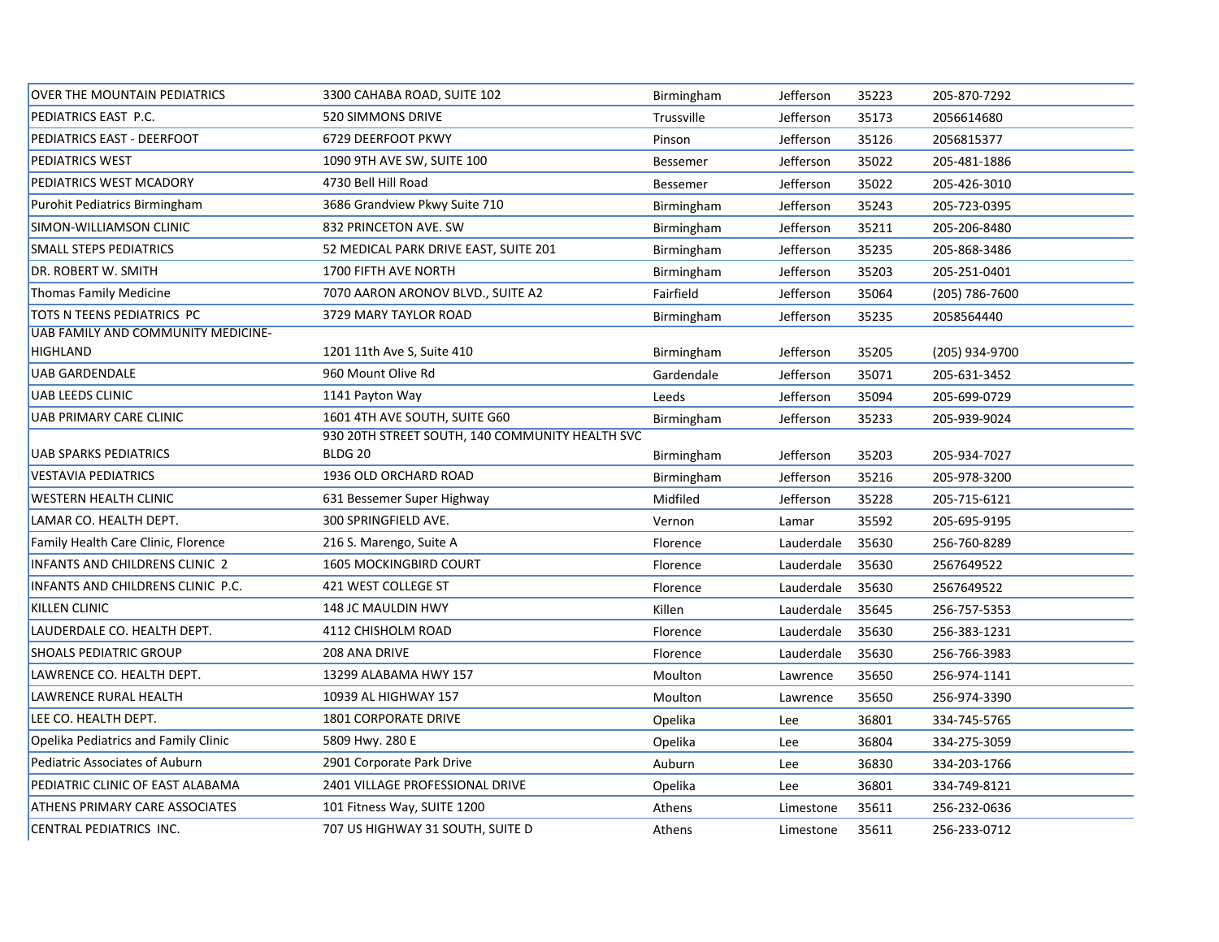| | | | | | |
|---|---|---|---|---|---|
| OVER THE MOUNTAIN PEDIATRICS | 3300 CAHABA ROAD, SUITE 102 | Birmingham | Jefferson | 35223 | 205-870-7292 |
| PEDIATRICS EAST P.C. | 520 SIMMONS DRIVE | Trussville | Jefferson | 35173 | 2056614680 |
| PEDIATRICS EAST - DEERFOOT | 6729 DEERFOOT PKWY | Pinson | Jefferson | 35126 | 2056815377 |
| PEDIATRICS WEST | 1090 9TH AVE SW, SUITE 100 | Bessemer | Jefferson | 35022 | 205-481-1886 |
| PEDIATRICS WEST MCADORY | 4730 Bell Hill Road | Bessemer | Jefferson | 35022 | 205-426-3010 |
| Purohit Pediatrics Birmingham | 3686 Grandview Pkwy Suite 710 | Birmingham | Jefferson | 35243 | 205-723-0395 |
| SIMON-WILLIAMSON CLINIC | 832 PRINCETON AVE. SW | Birmingham | Jefferson | 35211 | 205-206-8480 |
| SMALL STEPS PEDIATRICS | 52 MEDICAL PARK DRIVE EAST, SUITE 201 | Birmingham | Jefferson | 35235 | 205-868-3486 |
| DR. ROBERT W. SMITH | 1700 FIFTH AVE NORTH | Birmingham | Jefferson | 35203 | 205-251-0401 |
| Thomas Family Medicine | 7070 AARON ARONOV BLVD., SUITE A2 | Fairfield | Jefferson | 35064 | (205) 786-7600 |
| TOTS N TEENS PEDIATRICS PC | 3729 MARY TAYLOR ROAD | Birmingham | Jefferson | 35235 | 2058564440 |
| UAB FAMILY AND COMMUNITY MEDICINE-HIGHLAND | 1201 11th Ave S, Suite 410 | Birmingham | Jefferson | 35205 | (205) 934-9700 |
| UAB GARDENDALE | 960 Mount Olive Rd | Gardendale | Jefferson | 35071 | 205-631-3452 |
| UAB LEEDS CLINIC | 1141 Payton Way | Leeds | Jefferson | 35094 | 205-699-0729 |
| UAB PRIMARY CARE CLINIC | 1601 4TH AVE SOUTH, SUITE G60 | Birmingham | Jefferson | 35233 | 205-939-9024 |
| UAB SPARKS PEDIATRICS | 930 20TH STREET SOUTH, 140 COMMUNITY HEALTH SVC BLDG 20 | Birmingham | Jefferson | 35203 | 205-934-7027 |
| VESTAVIA PEDIATRICS | 1936 OLD ORCHARD ROAD | Birmingham | Jefferson | 35216 | 205-978-3200 |
| WESTERN HEALTH CLINIC | 631 Bessemer Super Highway | Midfiled | Jefferson | 35228 | 205-715-6121 |
| LAMAR CO. HEALTH DEPT. | 300 SPRINGFIELD AVE. | Vernon | Lamar | 35592 | 205-695-9195 |
| Family Health Care Clinic, Florence | 216 S. Marengo, Suite A | Florence | Lauderdale | 35630 | 256-760-8289 |
| INFANTS AND CHILDRENS CLINIC 2 | 1605 MOCKINGBIRD COURT | Florence | Lauderdale | 35630 | 2567649522 |
| INFANTS AND CHILDRENS CLINIC P.C. | 421 WEST COLLEGE ST | Florence | Lauderdale | 35630 | 2567649522 |
| KILLEN CLINIC | 148 JC MAULDIN HWY | Killen | Lauderdale | 35645 | 256-757-5353 |
| LAUDERDALE CO. HEALTH DEPT. | 4112 CHISHOLM ROAD | Florence | Lauderdale | 35630 | 256-383-1231 |
| SHOALS PEDIATRIC GROUP | 208 ANA DRIVE | Florence | Lauderdale | 35630 | 256-766-3983 |
| LAWRENCE CO. HEALTH DEPT. | 13299 ALABAMA HWY 157 | Moulton | Lawrence | 35650 | 256-974-1141 |
| LAWRENCE RURAL HEALTH | 10939 AL HIGHWAY 157 | Moulton | Lawrence | 35650 | 256-974-3390 |
| LEE CO. HEALTH DEPT. | 1801 CORPORATE DRIVE | Opelika | Lee | 36801 | 334-745-5765 |
| Opelika Pediatrics and Family Clinic | 5809 Hwy. 280 E | Opelika | Lee | 36804 | 334-275-3059 |
| Pediatric Associates of Auburn | 2901 Corporate Park Drive | Auburn | Lee | 36830 | 334-203-1766 |
| PEDIATRIC CLINIC OF EAST ALABAMA | 2401 VILLAGE PROFESSIONAL DRIVE | Opelika | Lee | 36801 | 334-749-8121 |
| ATHENS PRIMARY CARE ASSOCIATES | 101 Fitness Way, SUITE 1200 | Athens | Limestone | 35611 | 256-232-0636 |
| CENTRAL PEDIATRICS INC. | 707 US HIGHWAY 31 SOUTH, SUITE D | Athens | Limestone | 35611 | 256-233-0712 |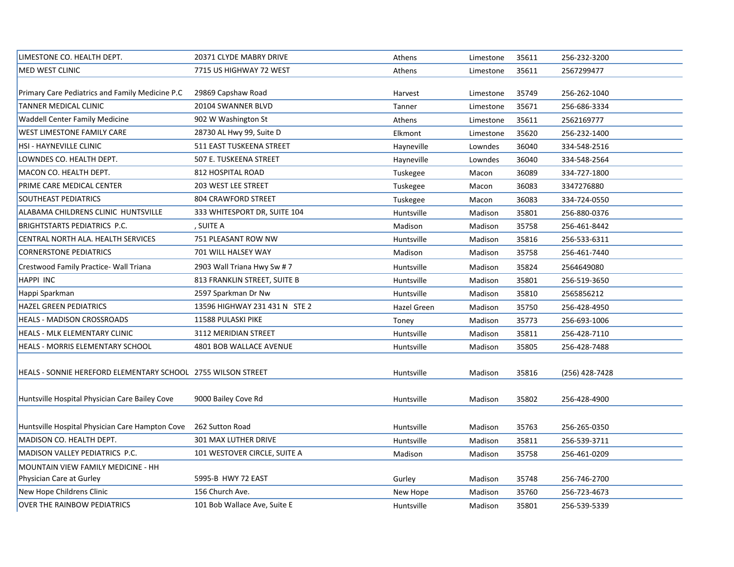| | | | | | |
|---|---|---|---|---|---|
| LIMESTONE CO. HEALTH DEPT. | 20371 CLYDE MABRY DRIVE | Athens | Limestone | 35611 | 256-232-3200 |
| MED WEST CLINIC | 7715 US HIGHWAY 72 WEST | Athens | Limestone | 35611 | 2567299477 |
| Primary Care Pediatrics and Family Medicine P.C | 29869 Capshaw Road | Harvest | Limestone | 35749 | 256-262-1040 |
| TANNER MEDICAL CLINIC | 20104 SWANNER BLVD | Tanner | Limestone | 35671 | 256-686-3334 |
| Waddell Center Family Medicine | 902 W Washington St | Athens | Limestone | 35611 | 2562169777 |
| WEST LIMESTONE FAMILY CARE | 28730 AL Hwy 99, Suite D | Elkmont | Limestone | 35620 | 256-232-1400 |
| HSI - HAYNEVILLE CLINIC | 511 EAST TUSKEENA STREET | Hayneville | Lowndes | 36040 | 334-548-2516 |
| LOWNDES CO. HEALTH DEPT. | 507 E. TUSKEENA STREET | Hayneville | Lowndes | 36040 | 334-548-2564 |
| MACON CO. HEALTH DEPT. | 812 HOSPITAL ROAD | Tuskegee | Macon | 36089 | 334-727-1800 |
| PRIME CARE MEDICAL CENTER | 203 WEST LEE STREET | Tuskegee | Macon | 36083 | 3347276880 |
| SOUTHEAST PEDIATRICS | 804 CRAWFORD STREET | Tuskegee | Macon | 36083 | 334-724-0550 |
| ALABAMA CHILDRENS CLINIC HUNTSVILLE | 333 WHITESPORT DR, SUITE 104 | Huntsville | Madison | 35801 | 256-880-0376 |
| BRIGHTSTARTS PEDIATRICS P.C. | , SUITE A | Madison | Madison | 35758 | 256-461-8442 |
| CENTRAL NORTH ALA. HEALTH SERVICES | 751 PLEASANT ROW NW | Huntsville | Madison | 35816 | 256-533-6311 |
| CORNERSTONE PEDIATRICS | 701 WILL HALSEY WAY | Madison | Madison | 35758 | 256-461-7440 |
| Crestwood Family Practice- Wall Triana | 2903 Wall Triana Hwy Sw # 7 | Huntsville | Madison | 35824 | 2564649080 |
| HAPPI INC | 813 FRANKLIN STREET, SUITE B | Huntsville | Madison | 35801 | 256-519-3650 |
| Happi Sparkman | 2597 Sparkman Dr Nw | Huntsville | Madison | 35810 | 2565856212 |
| HAZEL GREEN PEDIATRICS | 13596 HIGHWAY 231 431 N STE 2 | Hazel Green | Madison | 35750 | 256-428-4950 |
| HEALS - MADISON CROSSROADS | 11588 PULASKI PIKE | Toney | Madison | 35773 | 256-693-1006 |
| HEALS - MLK ELEMENTARY CLINIC | 3112 MERIDIAN STREET | Huntsville | Madison | 35811 | 256-428-7110 |
| HEALS - MORRIS ELEMENTARY SCHOOL | 4801 BOB WALLACE AVENUE | Huntsville | Madison | 35805 | 256-428-7488 |
| HEALS - SONNIE HEREFORD ELEMENTARY SCHOOL | 2755 WILSON STREET | Huntsville | Madison | 35816 | (256) 428-7428 |
| Huntsville Hospital Physician Care Bailey Cove | 9000 Bailey Cove Rd | Huntsville | Madison | 35802 | 256-428-4900 |
| Huntsville Hospital Physician Care Hampton Cove | 262 Sutton Road | Huntsville | Madison | 35763 | 256-265-0350 |
| MADISON CO. HEALTH DEPT. | 301 MAX LUTHER DRIVE | Huntsville | Madison | 35811 | 256-539-3711 |
| MADISON VALLEY PEDIATRICS P.C. | 101 WESTOVER CIRCLE, SUITE A | Madison | Madison | 35758 | 256-461-0209 |
| MOUNTAIN VIEW FAMILY MEDICINE - HH Physician Care at Gurley | 5995-B HWY 72 EAST | Gurley | Madison | 35748 | 256-746-2700 |
| New Hope Childrens Clinic | 156 Church Ave. | New Hope | Madison | 35760 | 256-723-4673 |
| OVER THE RAINBOW PEDIATRICS | 101 Bob Wallace Ave, Suite E | Huntsville | Madison | 35801 | 256-539-5339 |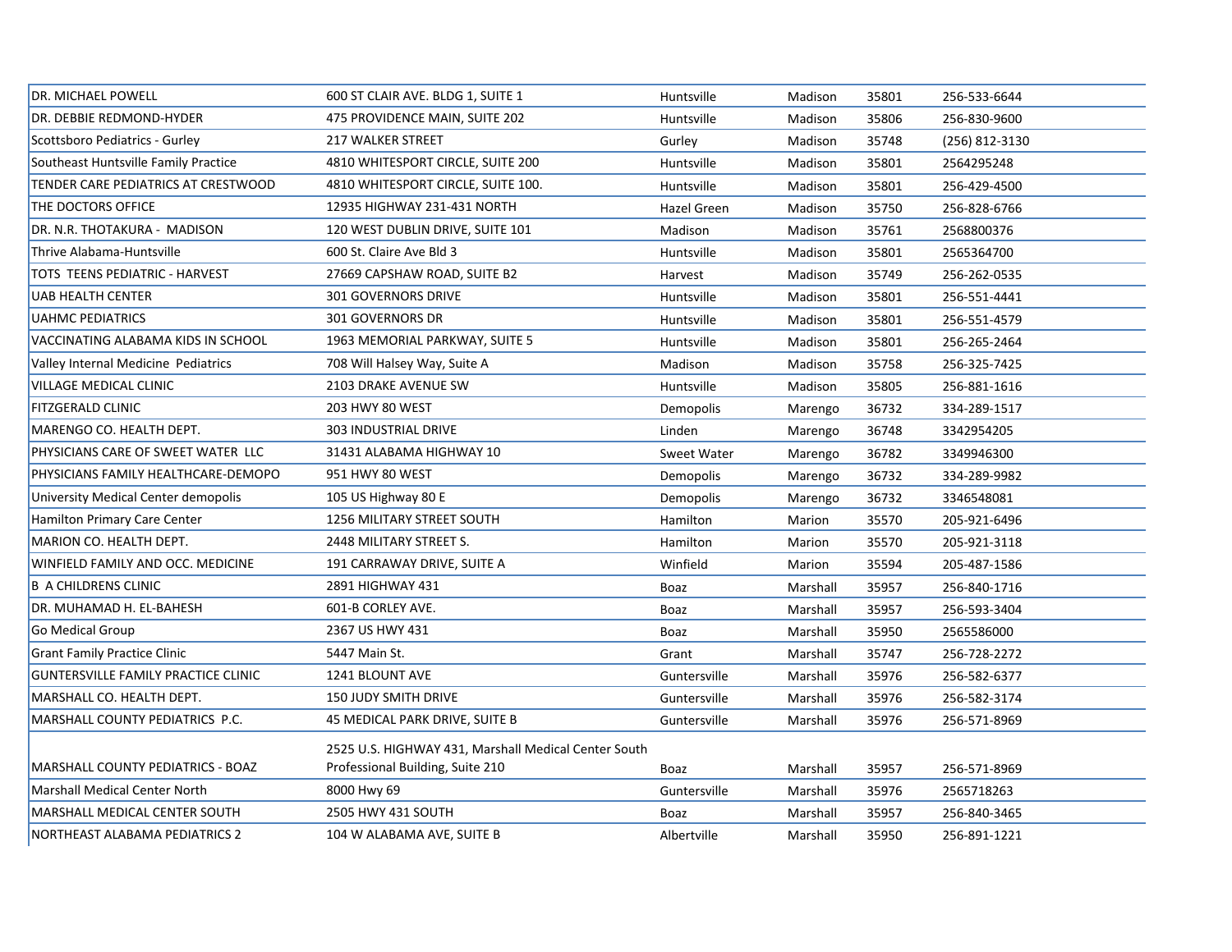| | | | | | |
|---|---|---|---|---|---|
| DR. MICHAEL POWELL | 600 ST CLAIR AVE. BLDG 1, SUITE 1 | Huntsville | Madison | 35801 | 256-533-6644 |
| DR. DEBBIE REDMOND-HYDER | 475 PROVIDENCE MAIN, SUITE 202 | Huntsville | Madison | 35806 | 256-830-9600 |
| Scottsboro Pediatrics - Gurley | 217 WALKER STREET | Gurley | Madison | 35748 | (256) 812-3130 |
| Southeast Huntsville Family Practice | 4810 WHITESPORT CIRCLE, SUITE 200 | Huntsville | Madison | 35801 | 2564295248 |
| TENDER CARE PEDIATRICS AT CRESTWOOD | 4810 WHITESPORT CIRCLE, SUITE 100. | Huntsville | Madison | 35801 | 256-429-4500 |
| THE DOCTORS OFFICE | 12935 HIGHWAY 231-431 NORTH | Hazel Green | Madison | 35750 | 256-828-6766 |
| DR. N.R. THOTAKURA - MADISON | 120 WEST DUBLIN DRIVE, SUITE 101 | Madison | Madison | 35761 | 2568800376 |
| Thrive Alabama-Huntsville | 600 St. Claire Ave Bld 3 | Huntsville | Madison | 35801 | 2565364700 |
| TOTS TEENS PEDIATRIC - HARVEST | 27669 CAPSHAW ROAD, SUITE B2 | Harvest | Madison | 35749 | 256-262-0535 |
| UAB HEALTH CENTER | 301 GOVERNORS DRIVE | Huntsville | Madison | 35801 | 256-551-4441 |
| UAHMC PEDIATRICS | 301 GOVERNORS DR | Huntsville | Madison | 35801 | 256-551-4579 |
| VACCINATING ALABAMA KIDS IN SCHOOL | 1963 MEMORIAL PARKWAY, SUITE 5 | Huntsville | Madison | 35801 | 256-265-2464 |
| Valley Internal Medicine Pediatrics | 708 Will Halsey Way, Suite A | Madison | Madison | 35758 | 256-325-7425 |
| VILLAGE MEDICAL CLINIC | 2103 DRAKE AVENUE SW | Huntsville | Madison | 35805 | 256-881-1616 |
| FITZGERALD CLINIC | 203 HWY 80 WEST | Demopolis | Marengo | 36732 | 334-289-1517 |
| MARENGO CO. HEALTH DEPT. | 303 INDUSTRIAL DRIVE | Linden | Marengo | 36748 | 3342954205 |
| PHYSICIANS CARE OF SWEET WATER LLC | 31431 ALABAMA HIGHWAY 10 | Sweet Water | Marengo | 36782 | 3349946300 |
| PHYSICIANS FAMILY HEALTHCARE-DEMOPO | 951 HWY 80 WEST | Demopolis | Marengo | 36732 | 334-289-9982 |
| University Medical Center demopolis | 105 US Highway 80 E | Demopolis | Marengo | 36732 | 3346548081 |
| Hamilton Primary Care Center | 1256 MILITARY STREET SOUTH | Hamilton | Marion | 35570 | 205-921-6496 |
| MARION CO. HEALTH DEPT. | 2448 MILITARY STREET S. | Hamilton | Marion | 35570 | 205-921-3118 |
| WINFIELD FAMILY AND OCC. MEDICINE | 191 CARRAWAY DRIVE, SUITE A | Winfield | Marion | 35594 | 205-487-1586 |
| B A CHILDRENS CLINIC | 2891 HIGHWAY 431 | Boaz | Marshall | 35957 | 256-840-1716 |
| DR. MUHAMAD H. EL-BAHESH | 601-B CORLEY AVE. | Boaz | Marshall | 35957 | 256-593-3404 |
| Go Medical Group | 2367 US HWY 431 | Boaz | Marshall | 35950 | 2565586000 |
| Grant Family Practice Clinic | 5447 Main St. | Grant | Marshall | 35747 | 256-728-2272 |
| GUNTERSVILLE FAMILY PRACTICE CLINIC | 1241 BLOUNT AVE | Guntersville | Marshall | 35976 | 256-582-6377 |
| MARSHALL CO. HEALTH DEPT. | 150 JUDY SMITH DRIVE | Guntersville | Marshall | 35976 | 256-582-3174 |
| MARSHALL COUNTY PEDIATRICS P.C. | 45 MEDICAL PARK DRIVE, SUITE B | Guntersville | Marshall | 35976 | 256-571-8969 |
| MARSHALL COUNTY PEDIATRICS - BOAZ | 2525 U.S. HIGHWAY 431, Marshall Medical Center South Professional Building, Suite 210 | Boaz | Marshall | 35957 | 256-571-8969 |
| Marshall Medical Center North | 8000 Hwy 69 | Guntersville | Marshall | 35976 | 2565718263 |
| MARSHALL MEDICAL CENTER SOUTH | 2505 HWY 431 SOUTH | Boaz | Marshall | 35957 | 256-840-3465 |
| NORTHEAST ALABAMA PEDIATRICS 2 | 104 W ALABAMA AVE, SUITE B | Albertville | Marshall | 35950 | 256-891-1221 |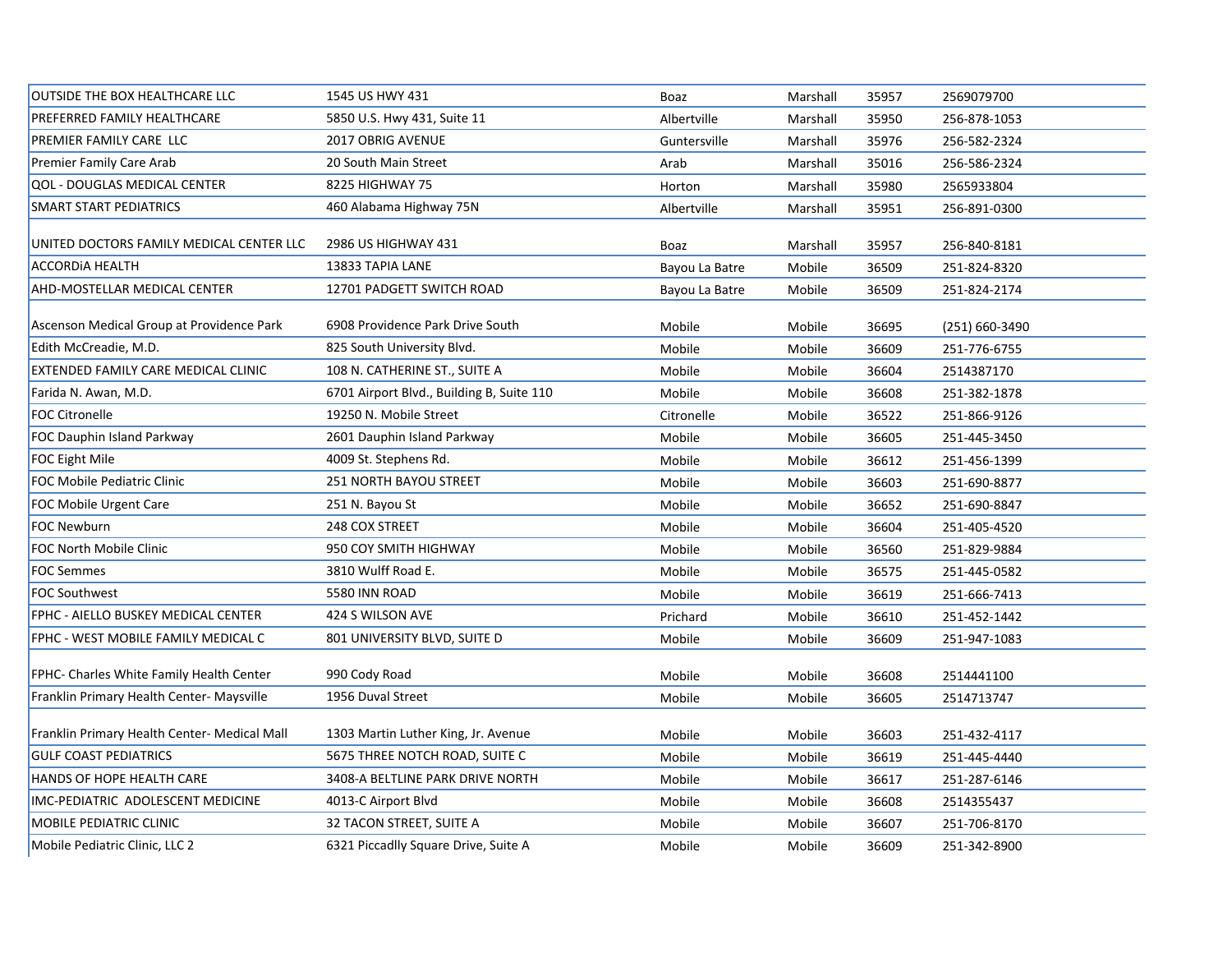| | | | | | |
|---|---|---|---|---|---|
| OUTSIDE THE BOX HEALTHCARE LLC | 1545 US HWY 431 | Boaz | Marshall | 35957 | 2569079700 |
| PREFERRED FAMILY HEALTHCARE | 5850 U.S. Hwy 431, Suite 11 | Albertville | Marshall | 35950 | 256-878-1053 |
| PREMIER FAMILY CARE LLC | 2017 OBRIG AVENUE | Guntersville | Marshall | 35976 | 256-582-2324 |
| Premier Family Care Arab | 20 South Main Street | Arab | Marshall | 35016 | 256-586-2324 |
| QOL - DOUGLAS MEDICAL CENTER | 8225 HIGHWAY 75 | Horton | Marshall | 35980 | 2565933804 |
| SMART START PEDIATRICS | 460 Alabama Highway 75N | Albertville | Marshall | 35951 | 256-891-0300 |
| UNITED DOCTORS FAMILY MEDICAL CENTER LLC | 2986 US HIGHWAY 431 | Boaz | Marshall | 35957 | 256-840-8181 |
| ACCORDiA HEALTH | 13833 TAPIA LANE | Bayou La Batre | Mobile | 36509 | 251-824-8320 |
| AHD-MOSTELLAR MEDICAL CENTER | 12701 PADGETT SWITCH ROAD | Bayou La Batre | Mobile | 36509 | 251-824-2174 |
| Ascenson Medical Group at Providence Park | 6908 Providence Park Drive South | Mobile | Mobile | 36695 | (251) 660-3490 |
| Edith McCreadie, M.D. | 825 South University Blvd. | Mobile | Mobile | 36609 | 251-776-6755 |
| EXTENDED FAMILY CARE MEDICAL CLINIC | 108 N. CATHERINE ST., SUITE A | Mobile | Mobile | 36604 | 2514387170 |
| Farida N. Awan, M.D. | 6701 Airport Blvd., Building B, Suite 110 | Mobile | Mobile | 36608 | 251-382-1878 |
| FOC Citronelle | 19250 N. Mobile Street | Citronelle | Mobile | 36522 | 251-866-9126 |
| FOC Dauphin Island Parkway | 2601 Dauphin Island Parkway | Mobile | Mobile | 36605 | 251-445-3450 |
| FOC Eight Mile | 4009 St. Stephens Rd. | Mobile | Mobile | 36612 | 251-456-1399 |
| FOC Mobile Pediatric Clinic | 251 NORTH BAYOU STREET | Mobile | Mobile | 36603 | 251-690-8877 |
| FOC Mobile Urgent Care | 251 N. Bayou St | Mobile | Mobile | 36652 | 251-690-8847 |
| FOC Newburn | 248 COX STREET | Mobile | Mobile | 36604 | 251-405-4520 |
| FOC North Mobile Clinic | 950 COY SMITH HIGHWAY | Mobile | Mobile | 36560 | 251-829-9884 |
| FOC Semmes | 3810 Wulff Road E. | Mobile | Mobile | 36575 | 251-445-0582 |
| FOC Southwest | 5580 INN ROAD | Mobile | Mobile | 36619 | 251-666-7413 |
| FPHC - AIELLO BUSKEY MEDICAL CENTER | 424 S WILSON AVE | Prichard | Mobile | 36610 | 251-452-1442 |
| FPHC - WEST MOBILE FAMILY MEDICAL C | 801 UNIVERSITY BLVD, SUITE D | Mobile | Mobile | 36609 | 251-947-1083 |
| FPHC- Charles White Family Health Center | 990 Cody Road | Mobile | Mobile | 36608 | 2514441100 |
| Franklin Primary Health Center- Maysville | 1956 Duval Street | Mobile | Mobile | 36605 | 2514713747 |
| Franklin Primary Health Center- Medical Mall | 1303 Martin Luther King, Jr. Avenue | Mobile | Mobile | 36603 | 251-432-4117 |
| GULF COAST PEDIATRICS | 5675 THREE NOTCH ROAD, SUITE C | Mobile | Mobile | 36619 | 251-445-4440 |
| HANDS OF HOPE HEALTH CARE | 3408-A BELTLINE PARK DRIVE NORTH | Mobile | Mobile | 36617 | 251-287-6146 |
| IMC-PEDIATRIC ADOLESCENT MEDICINE | 4013-C Airport Blvd | Mobile | Mobile | 36608 | 2514355437 |
| MOBILE PEDIATRIC CLINIC | 32 TACON STREET, SUITE A | Mobile | Mobile | 36607 | 251-706-8170 |
| Mobile Pediatric Clinic, LLC 2 | 6321 Piccadlly Square Drive, Suite A | Mobile | Mobile | 36609 | 251-342-8900 |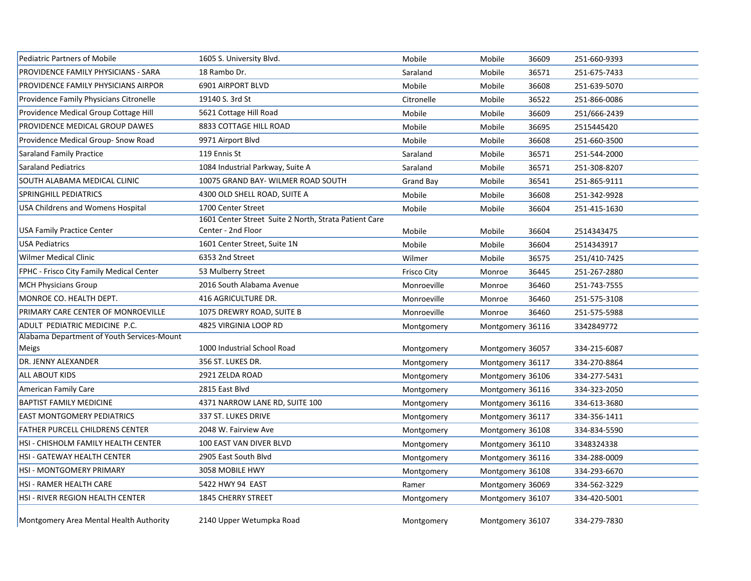| | | | | | |
|---|---|---|---|---|---|
| Pediatric Partners of Mobile | 1605 S. University Blvd. | Mobile | Mobile | 36609 | 251-660-9393 |
| PROVIDENCE FAMILY PHYSICIANS - SARA | 18 Rambo Dr. | Saraland | Mobile | 36571 | 251-675-7433 |
| PROVIDENCE FAMILY PHYSICIANS AIRPOR | 6901 AIRPORT BLVD | Mobile | Mobile | 36608 | 251-639-5070 |
| Providence Family Physicians Citronelle | 19140 S. 3rd St | Citronelle | Mobile | 36522 | 251-866-0086 |
| Providence Medical Group Cottage Hill | 5621 Cottage Hill Road | Mobile | Mobile | 36609 | 251/666-2439 |
| PROVIDENCE MEDICAL GROUP DAWES | 8833 COTTAGE HILL ROAD | Mobile | Mobile | 36695 | 2515445420 |
| Providence Medical Group- Snow Road | 9971 Airport Blvd | Mobile | Mobile | 36608 | 251-660-3500 |
| Saraland Family Practice | 119 Ennis St | Saraland | Mobile | 36571 | 251-544-2000 |
| Saraland Pediatrics | 1084 Industrial Parkway, Suite A | Saraland | Mobile | 36571 | 251-308-8207 |
| SOUTH ALABAMA MEDICAL CLINIC | 10075 GRAND BAY- WILMER ROAD SOUTH | Grand Bay | Mobile | 36541 | 251-865-9111 |
| SPRINGHILL PEDIATRICS | 4300 OLD SHELL ROAD, SUITE A | Mobile | Mobile | 36608 | 251-342-9928 |
| USA Childrens and Womens Hospital | 1700 Center Street | Mobile | Mobile | 36604 | 251-415-1630 |
| USA Family Practice Center | 1601 Center Street Suite 2 North, Strata Patient Care Center - 2nd Floor | Mobile | Mobile | 36604 | 2514343475 |
| USA Pediatrics | 1601 Center Street, Suite 1N | Mobile | Mobile | 36604 | 2514343917 |
| Wilmer Medical Clinic | 6353 2nd Street | Wilmer | Mobile | 36575 | 251/410-7425 |
| FPHC - Frisco City Family Medical Center | 53 Mulberry Street | Frisco City | Monroe | 36445 | 251-267-2880 |
| MCH Physicians Group | 2016 South Alabama Avenue | Monroeville | Monroe | 36460 | 251-743-7555 |
| MONROE CO. HEALTH DEPT. | 416 AGRICULTURE DR. | Monroeville | Monroe | 36460 | 251-575-3108 |
| PRIMARY CARE CENTER OF MONROEVILLE | 1075 DREWRY ROAD, SUITE B | Monroeville | Monroe | 36460 | 251-575-5988 |
| ADULT PEDIATRIC MEDICINE P.C. | 4825 VIRGINIA LOOP RD | Montgomery | Montgomery | 36116 | 3342849772 |
| Alabama Department of Youth Services-Mount Meigs | 1000 Industrial School Road | Montgomery | Montgomery | 36057 | 334-215-6087 |
| DR. JENNY ALEXANDER | 356 ST. LUKES DR. | Montgomery | Montgomery | 36117 | 334-270-8864 |
| ALL ABOUT KIDS | 2921 ZELDA ROAD | Montgomery | Montgomery | 36106 | 334-277-5431 |
| American Family Care | 2815 East Blvd | Montgomery | Montgomery | 36116 | 334-323-2050 |
| BAPTIST FAMILY MEDICINE | 4371 NARROW LANE RD, SUITE 100 | Montgomery | Montgomery | 36116 | 334-613-3680 |
| EAST MONTGOMERY PEDIATRICS | 337 ST. LUKES DRIVE | Montgomery | Montgomery | 36117 | 334-356-1411 |
| FATHER PURCELL CHILDRENS CENTER | 2048 W. Fairview Ave | Montgomery | Montgomery | 36108 | 334-834-5590 |
| HSI - CHISHOLM FAMILY HEALTH CENTER | 100 EAST VAN DIVER BLVD | Montgomery | Montgomery | 36110 | 3348324338 |
| HSI - GATEWAY HEALTH CENTER | 2905 East South Blvd | Montgomery | Montgomery | 36116 | 334-288-0009 |
| HSI - MONTGOMERY PRIMARY | 3058 MOBILE HWY | Montgomery | Montgomery | 36108 | 334-293-6670 |
| HSI - RAMER HEALTH CARE | 5422 HWY 94 EAST | Ramer | Montgomery | 36069 | 334-562-3229 |
| HSI - RIVER REGION HEALTH CENTER | 1845 CHERRY STREET | Montgomery | Montgomery | 36107 | 334-420-5001 |
| Montgomery Area Mental Health Authority | 2140 Upper Wetumpka Road | Montgomery | Montgomery | 36107 | 334-279-7830 |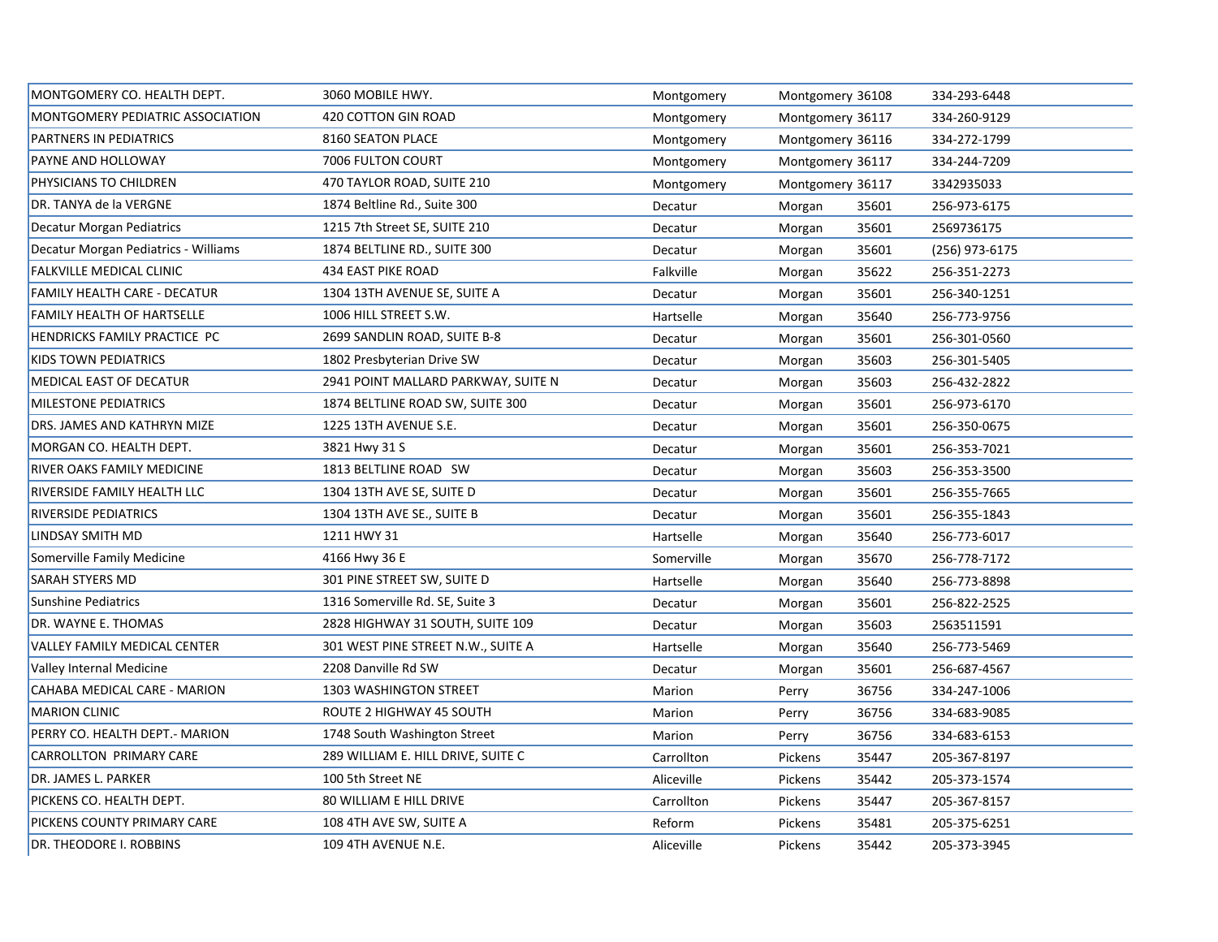| | | | | | |
|---|---|---|---|---|---|
| MONTGOMERY CO. HEALTH DEPT. | 3060 MOBILE HWY. | Montgomery | Montgomery | 36108 | 334-293-6448 |
| MONTGOMERY PEDIATRIC ASSOCIATION | 420 COTTON GIN ROAD | Montgomery | Montgomery | 36117 | 334-260-9129 |
| PARTNERS IN PEDIATRICS | 8160 SEATON PLACE | Montgomery | Montgomery | 36116 | 334-272-1799 |
| PAYNE AND HOLLOWAY | 7006 FULTON COURT | Montgomery | Montgomery | 36117 | 334-244-7209 |
| PHYSICIANS TO CHILDREN | 470 TAYLOR ROAD, SUITE 210 | Montgomery | Montgomery | 36117 | 3342935033 |
| DR. TANYA de la VERGNE | 1874 Beltline Rd., Suite 300 | Decatur | Morgan | 35601 | 256-973-6175 |
| Decatur Morgan Pediatrics | 1215 7th Street SE, SUITE 210 | Decatur | Morgan | 35601 | 2569736175 |
| Decatur Morgan Pediatrics - Williams | 1874 BELTLINE RD., SUITE 300 | Decatur | Morgan | 35601 | (256) 973-6175 |
| FALKVILLE MEDICAL CLINIC | 434 EAST PIKE ROAD | Falkville | Morgan | 35622 | 256-351-2273 |
| FAMILY HEALTH CARE - DECATUR | 1304 13TH AVENUE SE, SUITE A | Decatur | Morgan | 35601 | 256-340-1251 |
| FAMILY HEALTH OF HARTSELLE | 1006 HILL STREET S.W. | Hartselle | Morgan | 35640 | 256-773-9756 |
| HENDRICKS FAMILY PRACTICE PC | 2699 SANDLIN ROAD, SUITE B-8 | Decatur | Morgan | 35601 | 256-301-0560 |
| KIDS TOWN PEDIATRICS | 1802 Presbyterian Drive SW | Decatur | Morgan | 35603 | 256-301-5405 |
| MEDICAL EAST OF DECATUR | 2941 POINT MALLARD PARKWAY, SUITE N | Decatur | Morgan | 35603 | 256-432-2822 |
| MILESTONE PEDIATRICS | 1874 BELTLINE ROAD SW, SUITE 300 | Decatur | Morgan | 35601 | 256-973-6170 |
| DRS. JAMES AND KATHRYN MIZE | 1225 13TH AVENUE S.E. | Decatur | Morgan | 35601 | 256-350-0675 |
| MORGAN CO. HEALTH DEPT. | 3821 Hwy 31 S | Decatur | Morgan | 35601 | 256-353-7021 |
| RIVER OAKS FAMILY MEDICINE | 1813 BELTLINE ROAD SW | Decatur | Morgan | 35603 | 256-353-3500 |
| RIVERSIDE FAMILY HEALTH LLC | 1304 13TH AVE SE, SUITE D | Decatur | Morgan | 35601 | 256-355-7665 |
| RIVERSIDE PEDIATRICS | 1304 13TH AVE SE., SUITE B | Decatur | Morgan | 35601 | 256-355-1843 |
| LINDSAY SMITH MD | 1211 HWY 31 | Hartselle | Morgan | 35640 | 256-773-6017 |
| Somerville Family Medicine | 4166 Hwy 36 E | Somerville | Morgan | 35670 | 256-778-7172 |
| SARAH STYERS MD | 301 PINE STREET SW, SUITE D | Hartselle | Morgan | 35640 | 256-773-8898 |
| Sunshine Pediatrics | 1316 Somerville Rd. SE, Suite 3 | Decatur | Morgan | 35601 | 256-822-2525 |
| DR. WAYNE E. THOMAS | 2828 HIGHWAY 31 SOUTH, SUITE 109 | Decatur | Morgan | 35603 | 2563511591 |
| VALLEY FAMILY MEDICAL CENTER | 301 WEST PINE STREET N.W., SUITE A | Hartselle | Morgan | 35640 | 256-773-5469 |
| Valley Internal Medicine | 2208 Danville Rd SW | Decatur | Morgan | 35601 | 256-687-4567 |
| CAHABA MEDICAL CARE - MARION | 1303 WASHINGTON STREET | Marion | Perry | 36756 | 334-247-1006 |
| MARION CLINIC | ROUTE 2 HIGHWAY 45 SOUTH | Marion | Perry | 36756 | 334-683-9085 |
| PERRY CO. HEALTH DEPT.- MARION | 1748 South Washington Street | Marion | Perry | 36756 | 334-683-6153 |
| CARROLLTON PRIMARY CARE | 289 WILLIAM E. HILL DRIVE, SUITE C | Carrollton | Pickens | 35447 | 205-367-8197 |
| DR. JAMES L. PARKER | 100 5th Street NE | Aliceville | Pickens | 35442 | 205-373-1574 |
| PICKENS CO. HEALTH DEPT. | 80 WILLIAM E HILL DRIVE | Carrollton | Pickens | 35447 | 205-367-8157 |
| PICKENS COUNTY PRIMARY CARE | 108 4TH AVE SW, SUITE A | Reform | Pickens | 35481 | 205-375-6251 |
| DR. THEODORE I. ROBBINS | 109 4TH AVENUE N.E. | Aliceville | Pickens | 35442 | 205-373-3945 |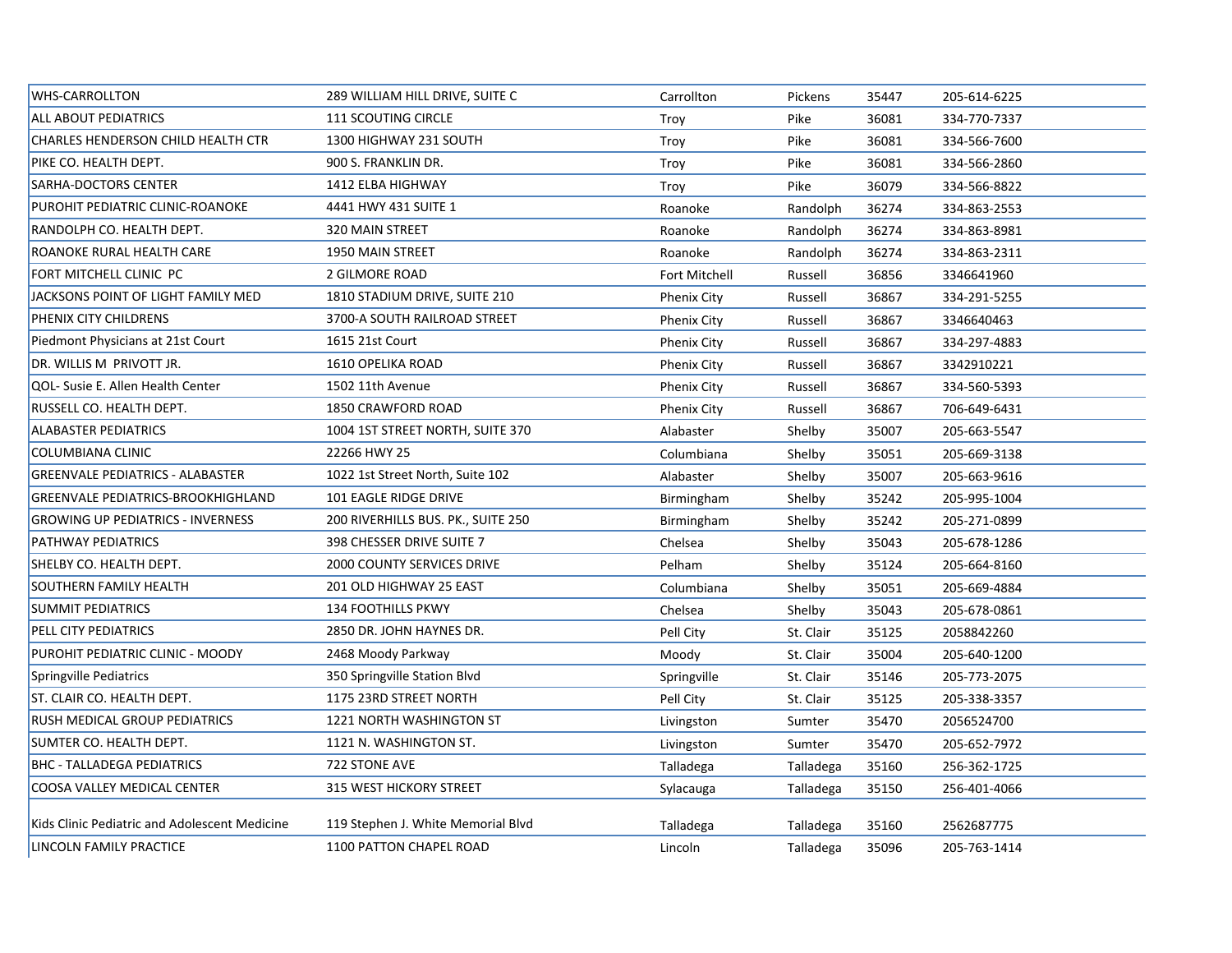| | | | | | |
|---|---|---|---|---|---|
| WHS-CARROLLTON | 289 WILLIAM HILL DRIVE, SUITE C | Carrollton | Pickens | 35447 | 205-614-6225 |
| ALL ABOUT PEDIATRICS | 111 SCOUTING CIRCLE | Troy | Pike | 36081 | 334-770-7337 |
| CHARLES HENDERSON CHILD HEALTH CTR | 1300 HIGHWAY 231 SOUTH | Troy | Pike | 36081 | 334-566-7600 |
| PIKE CO. HEALTH DEPT. | 900 S. FRANKLIN DR. | Troy | Pike | 36081 | 334-566-2860 |
| SARHA-DOCTORS CENTER | 1412 ELBA HIGHWAY | Troy | Pike | 36079 | 334-566-8822 |
| PUROHIT PEDIATRIC CLINIC-ROANOKE | 4441 HWY 431 SUITE 1 | Roanoke | Randolph | 36274 | 334-863-2553 |
| RANDOLPH CO. HEALTH DEPT. | 320 MAIN STREET | Roanoke | Randolph | 36274 | 334-863-8981 |
| ROANOKE RURAL HEALTH CARE | 1950 MAIN STREET | Roanoke | Randolph | 36274 | 334-863-2311 |
| FORT MITCHELL CLINIC PC | 2 GILMORE ROAD | Fort Mitchell | Russell | 36856 | 3346641960 |
| JACKSONS POINT OF LIGHT FAMILY MED | 1810 STADIUM DRIVE, SUITE 210 | Phenix City | Russell | 36867 | 334-291-5255 |
| PHENIX CITY CHILDRENS | 3700-A SOUTH RAILROAD STREET | Phenix City | Russell | 36867 | 3346640463 |
| Piedmont Physicians at 21st Court | 1615 21st Court | Phenix City | Russell | 36867 | 334-297-4883 |
| DR. WILLIS M PRIVOTT JR. | 1610 OPELIKA ROAD | Phenix City | Russell | 36867 | 3342910221 |
| QOL- Susie E. Allen Health Center | 1502 11th Avenue | Phenix City | Russell | 36867 | 334-560-5393 |
| RUSSELL CO. HEALTH DEPT. | 1850 CRAWFORD ROAD | Phenix City | Russell | 36867 | 706-649-6431 |
| ALABASTER PEDIATRICS | 1004 1ST STREET NORTH, SUITE 370 | Alabaster | Shelby | 35007 | 205-663-5547 |
| COLUMBIANA CLINIC | 22266 HWY 25 | Columbiana | Shelby | 35051 | 205-669-3138 |
| GREENVALE PEDIATRICS - ALABASTER | 1022 1st Street North, Suite 102 | Alabaster | Shelby | 35007 | 205-663-9616 |
| GREENVALE PEDIATRICS-BROOKHIGHLAND | 101 EAGLE RIDGE DRIVE | Birmingham | Shelby | 35242 | 205-995-1004 |
| GROWING UP PEDIATRICS - INVERNESS | 200 RIVERHILLS BUS. PK., SUITE 250 | Birmingham | Shelby | 35242 | 205-271-0899 |
| PATHWAY PEDIATRICS | 398 CHESSER DRIVE SUITE 7 | Chelsea | Shelby | 35043 | 205-678-1286 |
| SHELBY CO. HEALTH DEPT. | 2000 COUNTY SERVICES DRIVE | Pelham | Shelby | 35124 | 205-664-8160 |
| SOUTHERN FAMILY HEALTH | 201 OLD HIGHWAY 25 EAST | Columbiana | Shelby | 35051 | 205-669-4884 |
| SUMMIT PEDIATRICS | 134 FOOTHILLS PKWY | Chelsea | Shelby | 35043 | 205-678-0861 |
| PELL CITY PEDIATRICS | 2850 DR. JOHN HAYNES DR. | Pell City | St. Clair | 35125 | 2058842260 |
| PUROHIT PEDIATRIC CLINIC - MOODY | 2468 Moody Parkway | Moody | St. Clair | 35004 | 205-640-1200 |
| Springville Pediatrics | 350 Springville Station Blvd | Springville | St. Clair | 35146 | 205-773-2075 |
| ST. CLAIR CO. HEALTH DEPT. | 1175 23RD STREET NORTH | Pell City | St. Clair | 35125 | 205-338-3357 |
| RUSH MEDICAL GROUP PEDIATRICS | 1221 NORTH WASHINGTON ST | Livingston | Sumter | 35470 | 2056524700 |
| SUMTER CO. HEALTH DEPT. | 1121 N. WASHINGTON ST. | Livingston | Sumter | 35470 | 205-652-7972 |
| BHC - TALLADEGA PEDIATRICS | 722 STONE AVE | Talladega | Talladega | 35160 | 256-362-1725 |
| COOSA VALLEY MEDICAL CENTER | 315 WEST HICKORY STREET | Sylacauga | Talladega | 35150 | 256-401-4066 |
| Kids Clinic Pediatric and Adolescent Medicine | 119 Stephen J. White Memorial Blvd | Talladega | Talladega | 35160 | 2562687775 |
| LINCOLN FAMILY PRACTICE | 1100 PATTON CHAPEL ROAD | Lincoln | Talladega | 35096 | 205-763-1414 |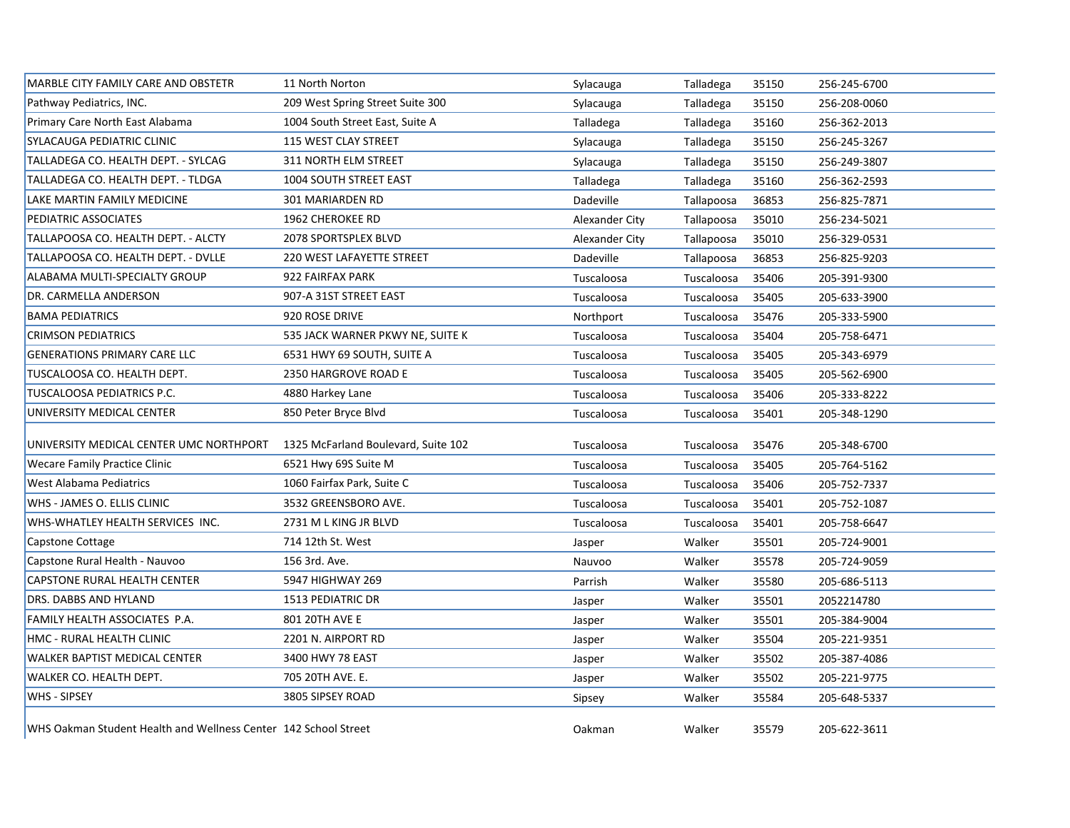| | | | | | |
|---|---|---|---|---|---|
| MARBLE CITY FAMILY CARE AND OBSTETR | 11 North Norton | Sylacauga | Talladega | 35150 | 256-245-6700 |
| Pathway Pediatrics, INC. | 209 West Spring Street Suite 300 | Sylacauga | Talladega | 35150 | 256-208-0060 |
| Primary Care North East Alabama | 1004 South Street East, Suite A | Talladega | Talladega | 35160 | 256-362-2013 |
| SYLACAUGA PEDIATRIC CLINIC | 115 WEST CLAY STREET | Sylacauga | Talladega | 35150 | 256-245-3267 |
| TALLADEGA CO. HEALTH DEPT. - SYLCAG | 311 NORTH ELM STREET | Sylacauga | Talladega | 35150 | 256-249-3807 |
| TALLADEGA CO. HEALTH DEPT. - TLDGA | 1004 SOUTH STREET EAST | Talladega | Talladega | 35160 | 256-362-2593 |
| LAKE MARTIN FAMILY MEDICINE | 301 MARIARDEN RD | Dadeville | Tallapoosa | 36853 | 256-825-7871 |
| PEDIATRIC ASSOCIATES | 1962 CHEROKEE RD | Alexander City | Tallapoosa | 35010 | 256-234-5021 |
| TALLAPOOSA CO. HEALTH DEPT. - ALCTY | 2078 SPORTSPLEX BLVD | Alexander City | Tallapoosa | 35010 | 256-329-0531 |
| TALLAPOOSA CO. HEALTH DEPT. - DVLLE | 220 WEST LAFAYETTE STREET | Dadeville | Tallapoosa | 36853 | 256-825-9203 |
| ALABAMA MULTI-SPECIALTY GROUP | 922 FAIRFAX PARK | Tuscaloosa | Tuscaloosa | 35406 | 205-391-9300 |
| DR. CARMELLA ANDERSON | 907-A 31ST STREET EAST | Tuscaloosa | Tuscaloosa | 35405 | 205-633-3900 |
| BAMA PEDIATRICS | 920 ROSE DRIVE | Northport | Tuscaloosa | 35476 | 205-333-5900 |
| CRIMSON PEDIATRICS | 535 JACK WARNER PKWY NE, SUITE K | Tuscaloosa | Tuscaloosa | 35404 | 205-758-6471 |
| GENERATIONS PRIMARY CARE LLC | 6531 HWY 69 SOUTH, SUITE A | Tuscaloosa | Tuscaloosa | 35405 | 205-343-6979 |
| TUSCALOOSA CO. HEALTH DEPT. | 2350 HARGROVE ROAD E | Tuscaloosa | Tuscaloosa | 35405 | 205-562-6900 |
| TUSCALOOSA PEDIATRICS P.C. | 4880 Harkey Lane | Tuscaloosa | Tuscaloosa | 35406 | 205-333-8222 |
| UNIVERSITY MEDICAL CENTER | 850 Peter Bryce Blvd | Tuscaloosa | Tuscaloosa | 35401 | 205-348-1290 |
| UNIVERSITY MEDICAL CENTER UMC NORTHPORT | 1325 McFarland Boulevard, Suite 102 | Tuscaloosa | Tuscaloosa | 35476 | 205-348-6700 |
| Wecare Family Practice Clinic | 6521 Hwy 69S Suite M | Tuscaloosa | Tuscaloosa | 35405 | 205-764-5162 |
| West Alabama Pediatrics | 1060 Fairfax Park, Suite C | Tuscaloosa | Tuscaloosa | 35406 | 205-752-7337 |
| WHS - JAMES O. ELLIS CLINIC | 3532 GREENSBORO AVE. | Tuscaloosa | Tuscaloosa | 35401 | 205-752-1087 |
| WHS-WHATLEY HEALTH SERVICES INC. | 2731 M L KING JR BLVD | Tuscaloosa | Tuscaloosa | 35401 | 205-758-6647 |
| Capstone Cottage | 714 12th St. West | Jasper | Walker | 35501 | 205-724-9001 |
| Capstone Rural Health - Nauvoo | 156 3rd. Ave. | Nauvoo | Walker | 35578 | 205-724-9059 |
| CAPSTONE RURAL HEALTH CENTER | 5947 HIGHWAY 269 | Parrish | Walker | 35580 | 205-686-5113 |
| DRS. DABBS AND HYLAND | 1513 PEDIATRIC DR | Jasper | Walker | 35501 | 2052214780 |
| FAMILY HEALTH ASSOCIATES P.A. | 801 20TH AVE E | Jasper | Walker | 35501 | 205-384-9004 |
| HMC - RURAL HEALTH CLINIC | 2201 N. AIRPORT RD | Jasper | Walker | 35504 | 205-221-9351 |
| WALKER BAPTIST MEDICAL CENTER | 3400 HWY 78 EAST | Jasper | Walker | 35502 | 205-387-4086 |
| WALKER CO. HEALTH DEPT. | 705 20TH AVE. E. | Jasper | Walker | 35502 | 205-221-9775 |
| WHS - SIPSEY | 3805 SIPSEY ROAD | Sipsey | Walker | 35584 | 205-648-5337 |
| WHS Oakman Student Health and Wellness Center | 142 School Street | Oakman | Walker | 35579 | 205-622-3611 |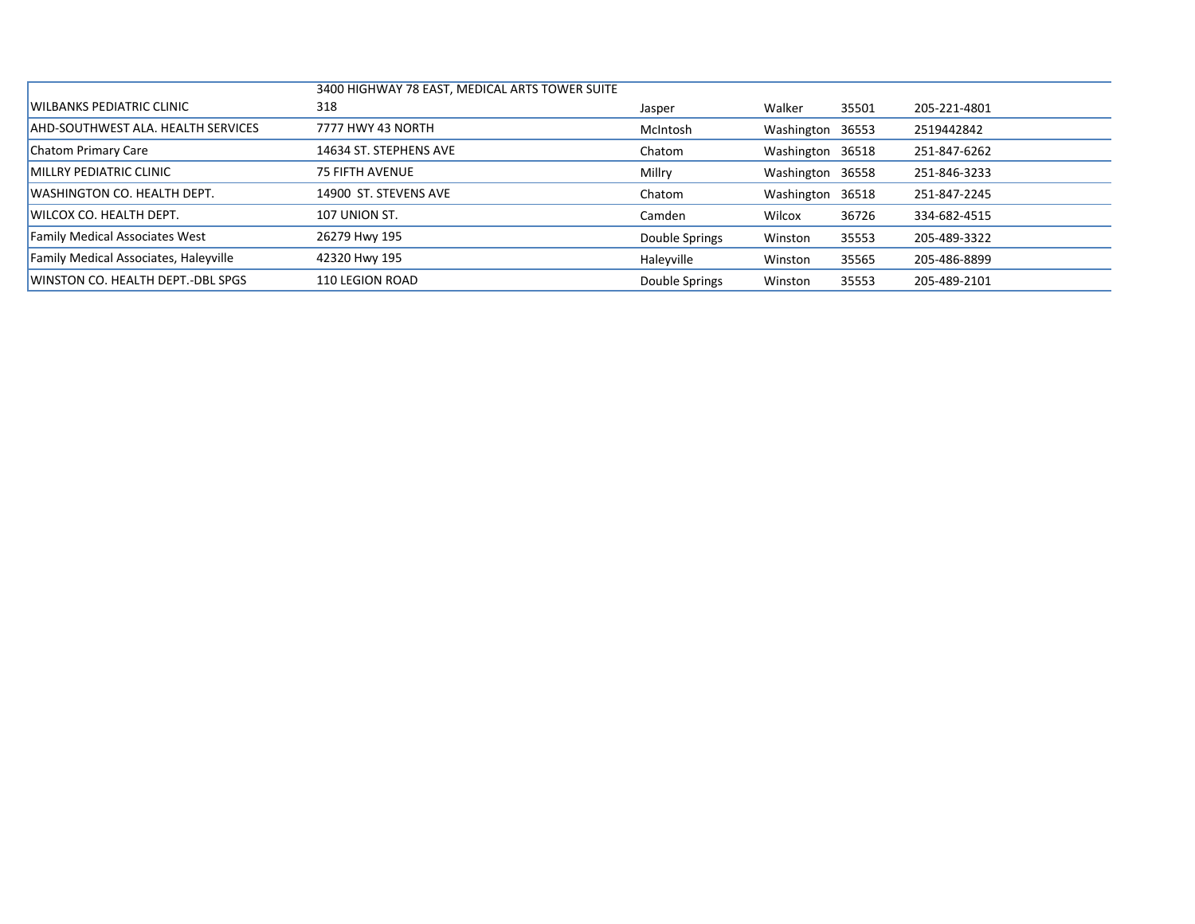| | | | | | |
|---|---|---|---|---|---|
| WILBANKS PEDIATRIC CLINIC | 3400 HIGHWAY 78 EAST, MEDICAL ARTS TOWER SUITE 318 | Jasper | Walker | 35501 | 205-221-4801 |
| AHD-SOUTHWEST ALA. HEALTH SERVICES | 7777 HWY 43 NORTH | McIntosh | Washington | 36553 | 2519442842 |
| Chatom Primary Care | 14634 ST. STEPHENS AVE | Chatom | Washington | 36518 | 251-847-6262 |
| MILLRY PEDIATRIC CLINIC | 75 FIFTH AVENUE | Millry | Washington | 36558 | 251-846-3233 |
| WASHINGTON CO. HEALTH DEPT. | 14900 ST. STEVENS AVE | Chatom | Washington | 36518 | 251-847-2245 |
| WILCOX CO. HEALTH DEPT. | 107 UNION ST. | Camden | Wilcox | 36726 | 334-682-4515 |
| Family Medical Associates West | 26279 Hwy 195 | Double Springs | Winston | 35553 | 205-489-3322 |
| Family Medical Associates, Haleyville | 42320 Hwy 195 | Haleyville | Winston | 35565 | 205-486-8899 |
| WINSTON CO. HEALTH DEPT.-DBL SPGS | 110 LEGION ROAD | Double Springs | Winston | 35553 | 205-489-2101 |